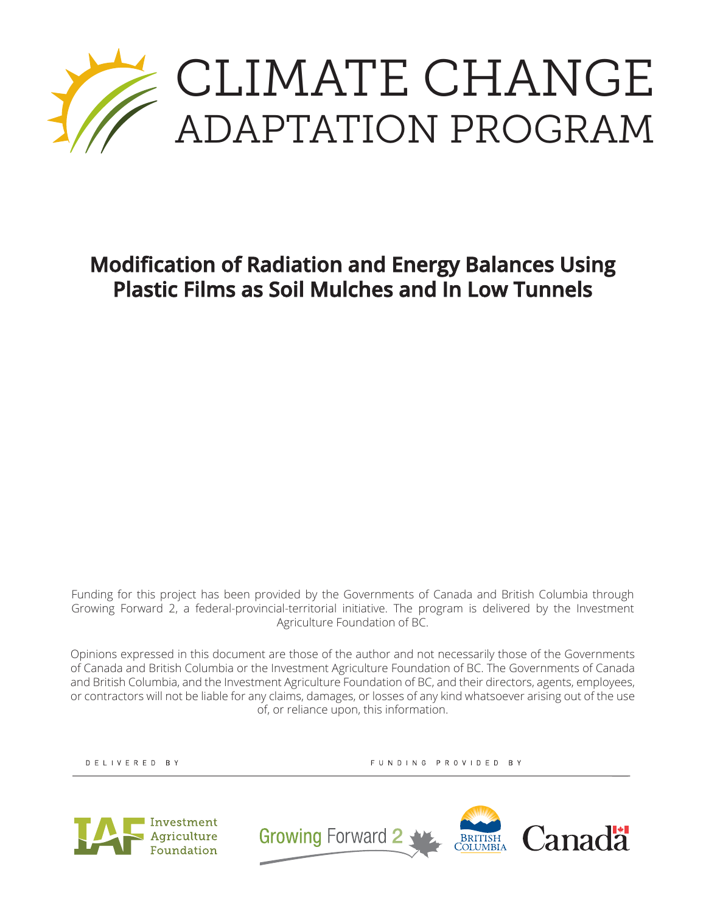# CLIMATE CHANGE ADAPTATION PROGRAM

## Modification of Radiation and Energy Balances Using Plastic Films as Soil Mulches and In Low Tunnels

Funding for this project has been provided by the Governments of Canada and British Columbia through Growing Forward 2, a federal-provincial-territorial initiative. The program is delivered by the Investment Agriculture Foundation of BC.

Opinions expressed in this document are those of the author and not necessarily those of the Governments of Canada and British Columbia or the Investment Agriculture Foundation of BC. The Governments of Canada and British Columbia, and the Investment Agriculture Foundation of BC, and their directors, agents, employees, or contractors will not be liable for any claims, damages, or losses of any kind whatsoever arising out of the use of, or reliance upon, this information.

DELIVERED BY

Investment Agriculture Foundation

FUNDING PROVIDED BY

Growing Forward 2

British Columbia

Canada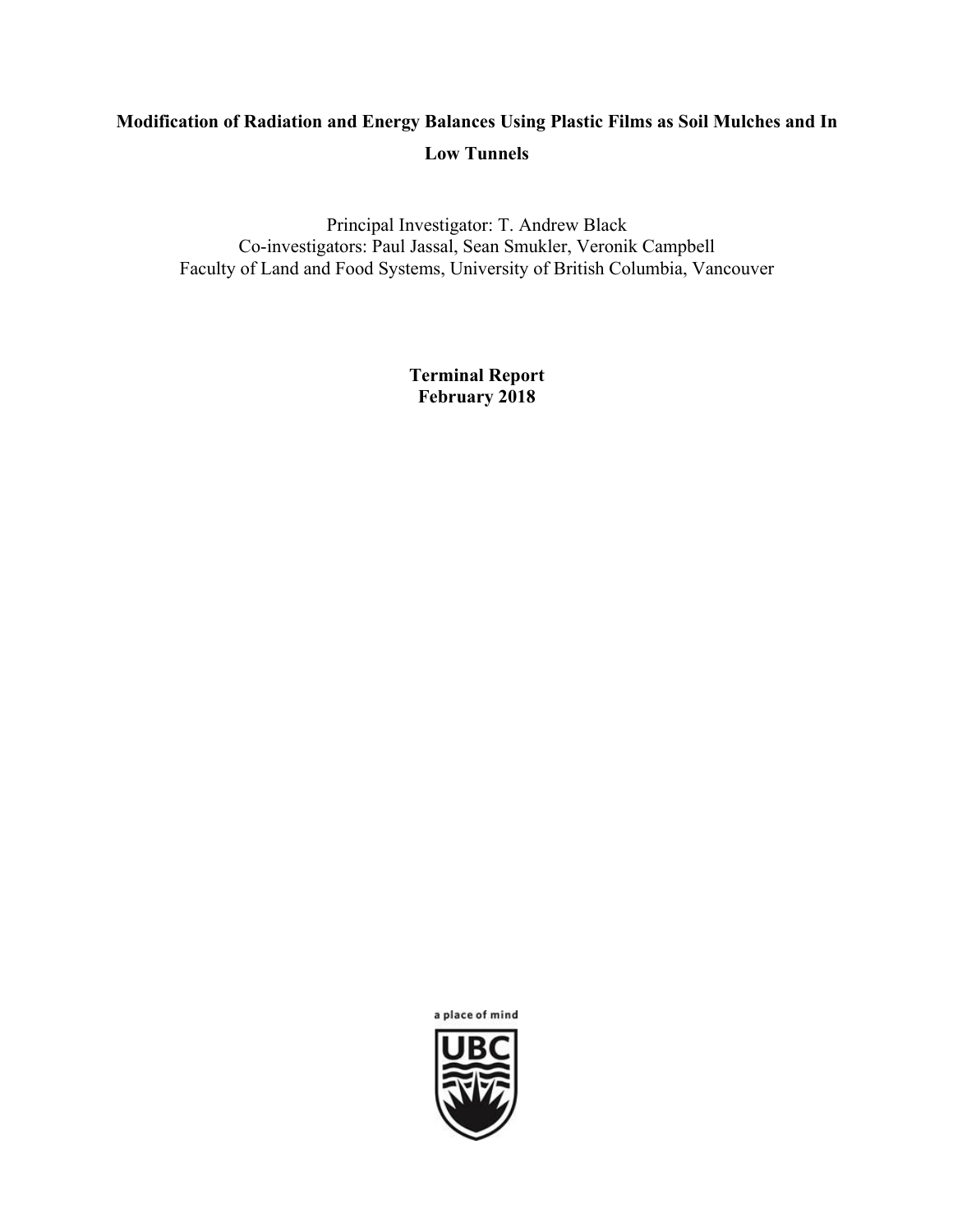**Modification of Radiation and Energy Balances Using Plastic Films as Soil Mulches and In Low Tunnels**

Principal Investigator: T. Andrew Black
Co-investigators: Paul Jassal, Sean Smukler, Veronik Campbell
Faculty of Land and Food Systems, University of British Columbia, Vancouver

**Terminal Report**
**February 2018**

a place of mind

UBC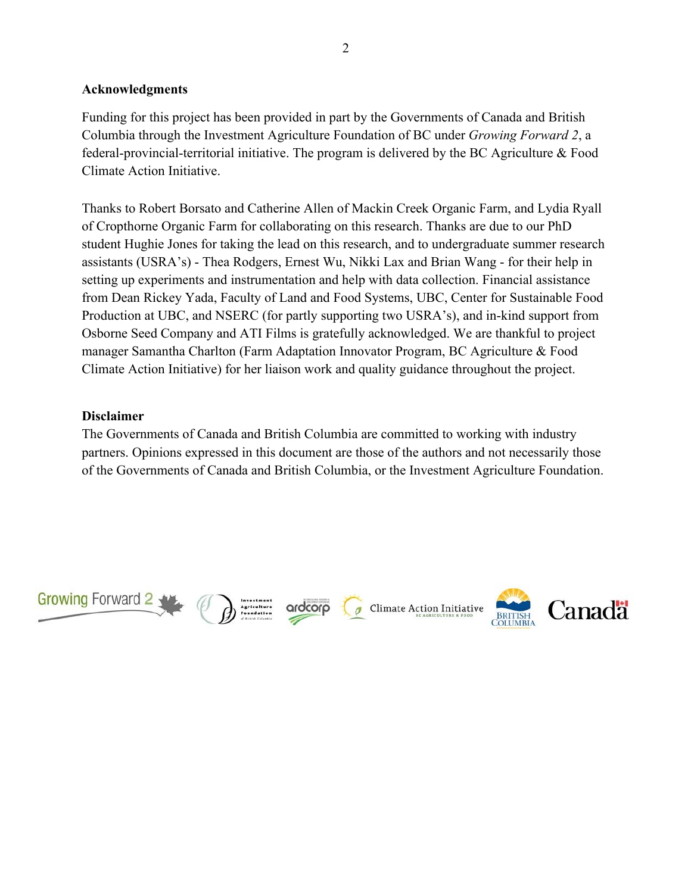**Acknowledgments**

Funding for this project has been provided in part by the Governments of Canada and British Columbia through the Investment Agriculture Foundation of BC under *Growing Forward 2*, a federal-provincial-territorial initiative. The program is delivered by the BC Agriculture & Food Climate Action Initiative.

Thanks to Robert Borsato and Catherine Allen of Mackin Creek Organic Farm, and Lydia Ryall of Cropthorne Organic Farm for collaborating on this research. Thanks are due to our PhD student Hughie Jones for taking the lead on this research, and to undergraduate summer research assistants (USRA's) - Thea Rodgers, Ernest Wu, Nikki Lax and Brian Wang - for their help in setting up experiments and instrumentation and help with data collection. Financial assistance from Dean Rickey Yada, Faculty of Land and Food Systems, UBC, Center for Sustainable Food Production at UBC, and NSERC (for partly supporting two USRA's), and in-kind support from Osborne Seed Company and ATI Films is gratefully acknowledged. We are thankful to project manager Samantha Charlton (Farm Adaptation Innovator Program, BC Agriculture & Food Climate Action Initiative) for her liaison work and quality guidance throughout the project.

**Disclaimer**

The Governments of Canada and British Columbia are committed to working with industry partners. Opinions expressed in this document are those of the authors and not necessarily those of the Governments of Canada and British Columbia, or the Investment Agriculture Foundation.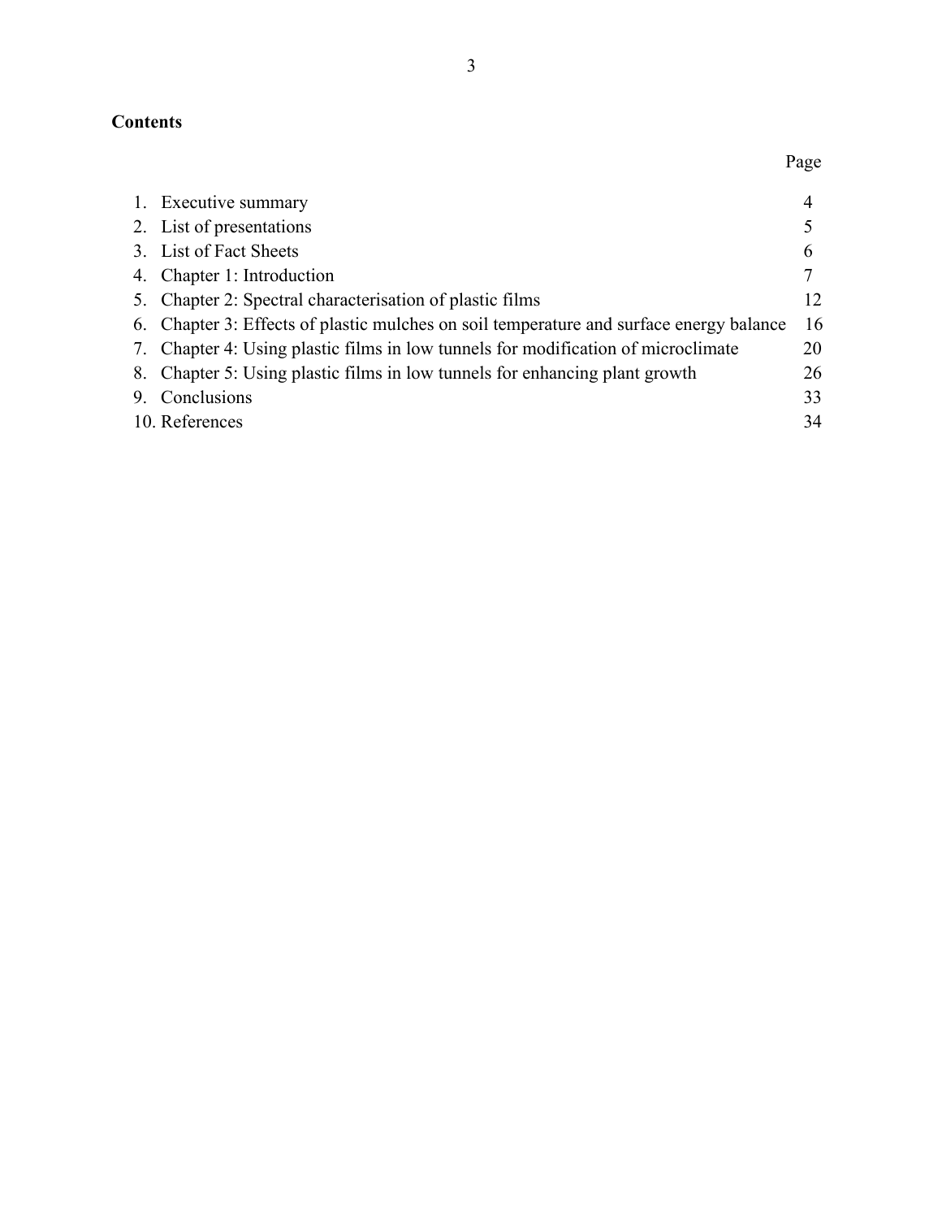**Contents**

| | Page |
|---|---|
| 1. Executive summary | 4 |
| 2. List of presentations | 5 |
| 3. List of Fact Sheets | 6 |
| 4. Chapter 1: Introduction | 7 |
| 5. Chapter 2: Spectral characterisation of plastic films | 12 |
| 6. Chapter 3: Effects of plastic mulches on soil temperature and surface energy balance | 16 |
| 7. Chapter 4: Using plastic films in low tunnels for modification of microclimate | 20 |
| 8. Chapter 5: Using plastic films in low tunnels for enhancing plant growth | 26 |
| 9. Conclusions | 33 |
| 10. References | 34 |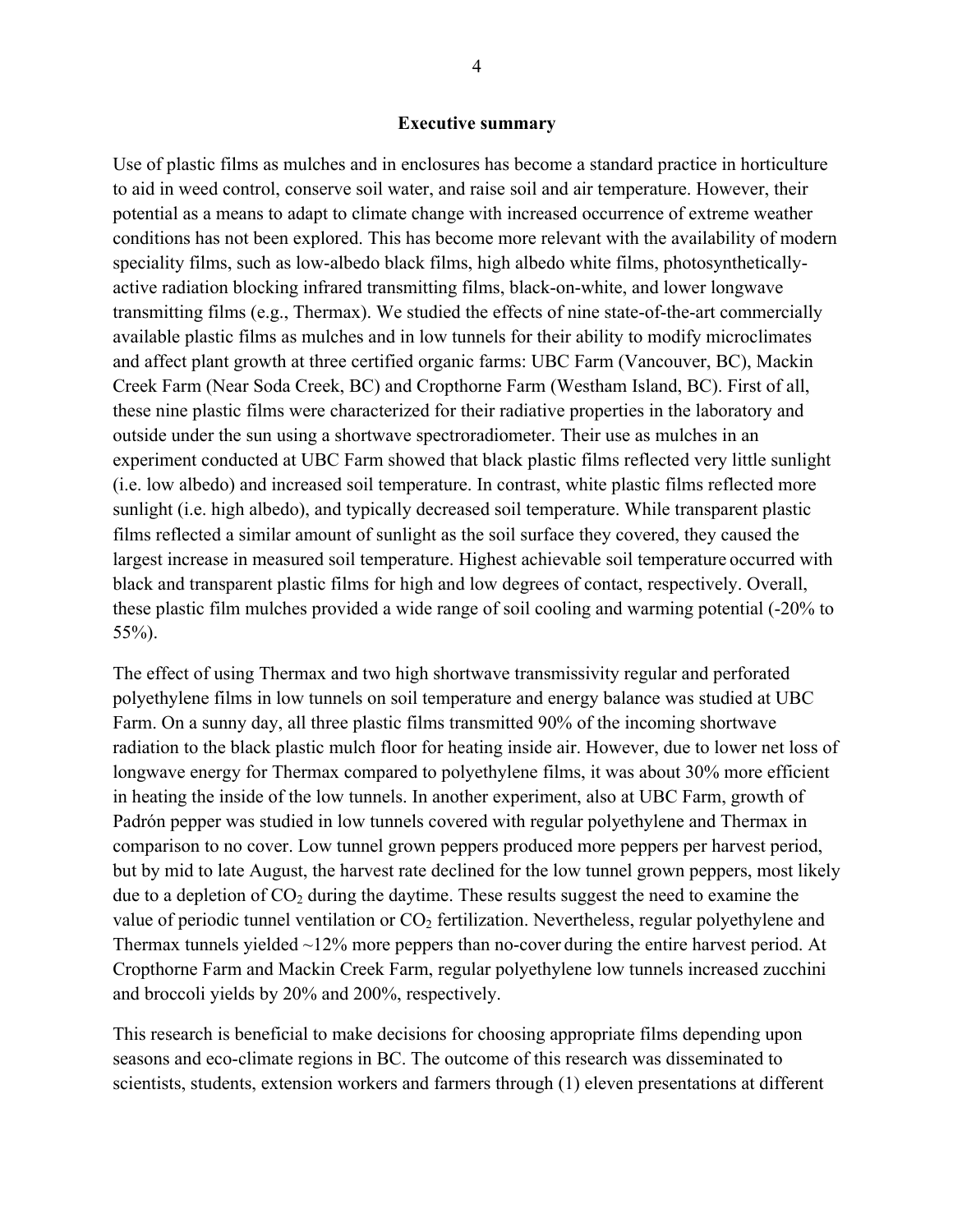## Executive summary

Use of plastic films as mulches and in enclosures has become a standard practice in horticulture to aid in weed control, conserve soil water, and raise soil and air temperature. However, their potential as a means to adapt to climate change with increased occurrence of extreme weather conditions has not been explored. This has become more relevant with the availability of modern speciality films, such as low-albedo black films, high albedo white films, photosynthetically-active radiation blocking infrared transmitting films, black-on-white, and lower longwave transmitting films (e.g., Thermax). We studied the effects of nine state-of-the-art commercially available plastic films as mulches and in low tunnels for their ability to modify microclimates and affect plant growth at three certified organic farms: UBC Farm (Vancouver, BC), Mackin Creek Farm (Near Soda Creek, BC) and Cropthorne Farm (Westham Island, BC). First of all, these nine plastic films were characterized for their radiative properties in the laboratory and outside under the sun using a shortwave spectroradiometer. Their use as mulches in an experiment conducted at UBC Farm showed that black plastic films reflected very little sunlight (i.e. low albedo) and increased soil temperature. In contrast, white plastic films reflected more sunlight (i.e. high albedo), and typically decreased soil temperature. While transparent plastic films reflected a similar amount of sunlight as the soil surface they covered, they caused the largest increase in measured soil temperature. Highest achievable soil temperature occurred with black and transparent plastic films for high and low degrees of contact, respectively. Overall, these plastic film mulches provided a wide range of soil cooling and warming potential (-20% to 55%).

The effect of using Thermax and two high shortwave transmissivity regular and perforated polyethylene films in low tunnels on soil temperature and energy balance was studied at UBC Farm. On a sunny day, all three plastic films transmitted 90% of the incoming shortwave radiation to the black plastic mulch floor for heating inside air. However, due to lower net loss of longwave energy for Thermax compared to polyethylene films, it was about 30% more efficient in heating the inside of the low tunnels. In another experiment, also at UBC Farm, growth of Padrón pepper was studied in low tunnels covered with regular polyethylene and Thermax in comparison to no cover. Low tunnel grown peppers produced more peppers per harvest period, but by mid to late August, the harvest rate declined for the low tunnel grown peppers, most likely due to a depletion of $CO_2$ during the daytime. These results suggest the need to examine the value of periodic tunnel ventilation or $CO_2$ fertilization. Nevertheless, regular polyethylene and Thermax tunnels yielded ~12% more peppers than no-cover during the entire harvest period. At Cropthorne Farm and Mackin Creek Farm, regular polyethylene low tunnels increased zucchini and broccoli yields by 20% and 200%, respectively.

This research is beneficial to make decisions for choosing appropriate films depending upon seasons and eco-climate regions in BC. The outcome of this research was disseminated to scientists, students, extension workers and farmers through (1) eleven presentations at different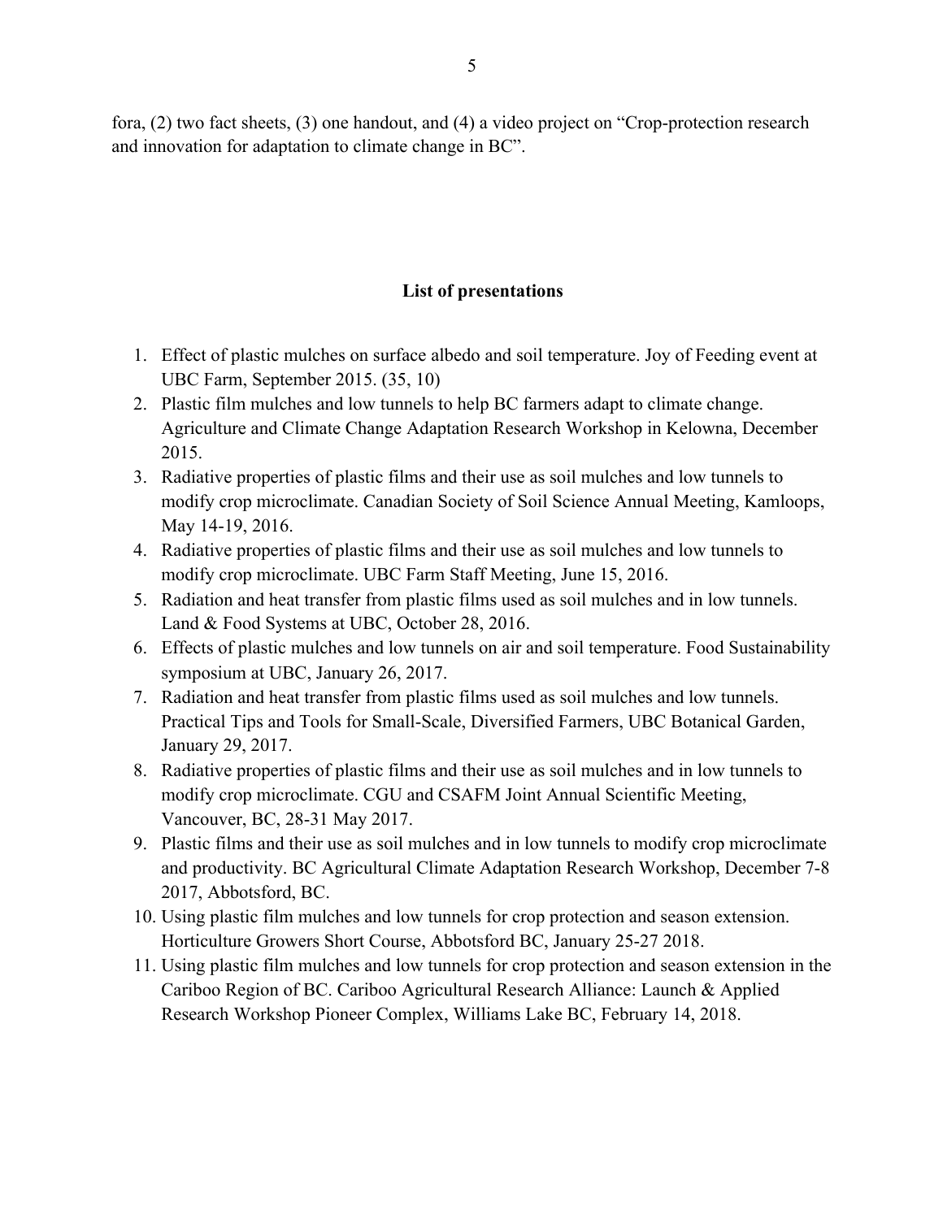fora, (2) two fact sheets, (3) one handout, and (4) a video project on "Crop-protection research and innovation for adaptation to climate change in BC".

**List of presentations**

1. Effect of plastic mulches on surface albedo and soil temperature. Joy of Feeding event at UBC Farm, September 2015. (35, 10)
2. Plastic film mulches and low tunnels to help BC farmers adapt to climate change. Agriculture and Climate Change Adaptation Research Workshop in Kelowna, December 2015.
3. Radiative properties of plastic films and their use as soil mulches and low tunnels to modify crop microclimate. Canadian Society of Soil Science Annual Meeting, Kamloops, May 14-19, 2016.
4. Radiative properties of plastic films and their use as soil mulches and low tunnels to modify crop microclimate. UBC Farm Staff Meeting, June 15, 2016.
5. Radiation and heat transfer from plastic films used as soil mulches and in low tunnels. Land & Food Systems at UBC, October 28, 2016.
6. Effects of plastic mulches and low tunnels on air and soil temperature. Food Sustainability symposium at UBC, January 26, 2017.
7. Radiation and heat transfer from plastic films used as soil mulches and low tunnels. Practical Tips and Tools for Small-Scale, Diversified Farmers, UBC Botanical Garden, January 29, 2017.
8. Radiative properties of plastic films and their use as soil mulches and in low tunnels to modify crop microclimate. CGU and CSAFM Joint Annual Scientific Meeting, Vancouver, BC, 28-31 May 2017.
9. Plastic films and their use as soil mulches and in low tunnels to modify crop microclimate and productivity. BC Agricultural Climate Adaptation Research Workshop, December 7-8 2017, Abbotsford, BC.
10. Using plastic film mulches and low tunnels for crop protection and season extension. Horticulture Growers Short Course, Abbotsford BC, January 25-27 2018.
11. Using plastic film mulches and low tunnels for crop protection and season extension in the Cariboo Region of BC. Cariboo Agricultural Research Alliance: Launch & Applied Research Workshop Pioneer Complex, Williams Lake BC, February 14, 2018.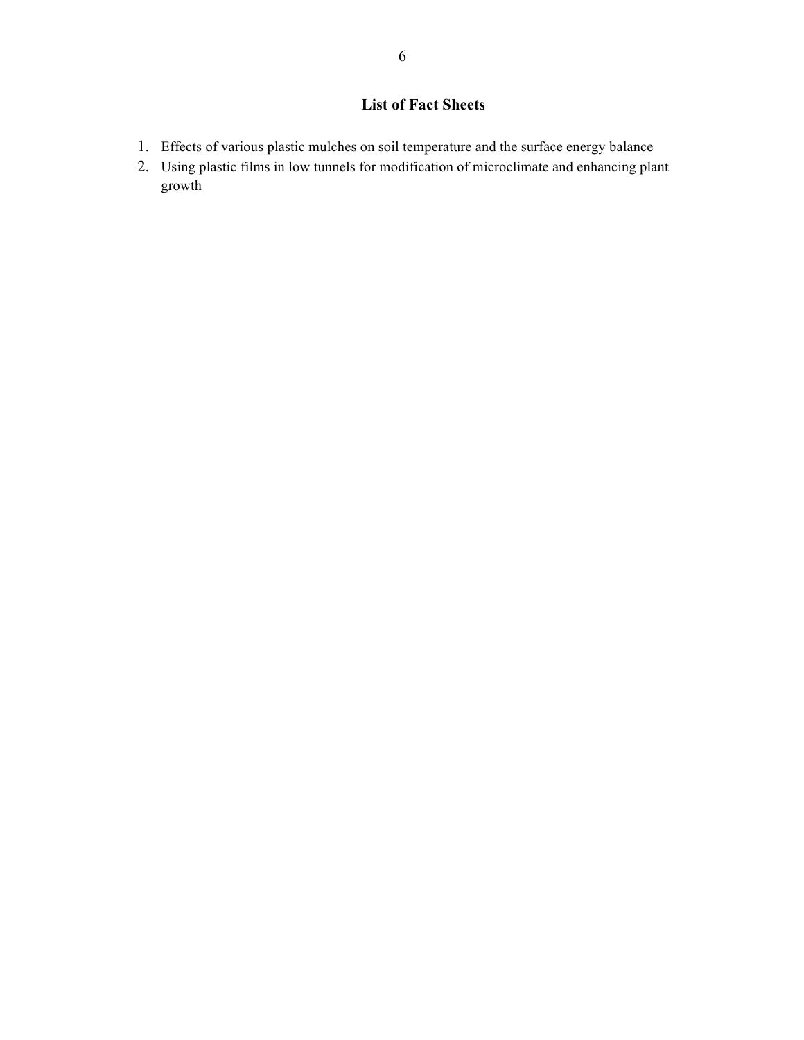## List of Fact Sheets

1. Effects of various plastic mulches on soil temperature and the surface energy balance
2. Using plastic films in low tunnels for modification of microclimate and enhancing plant growth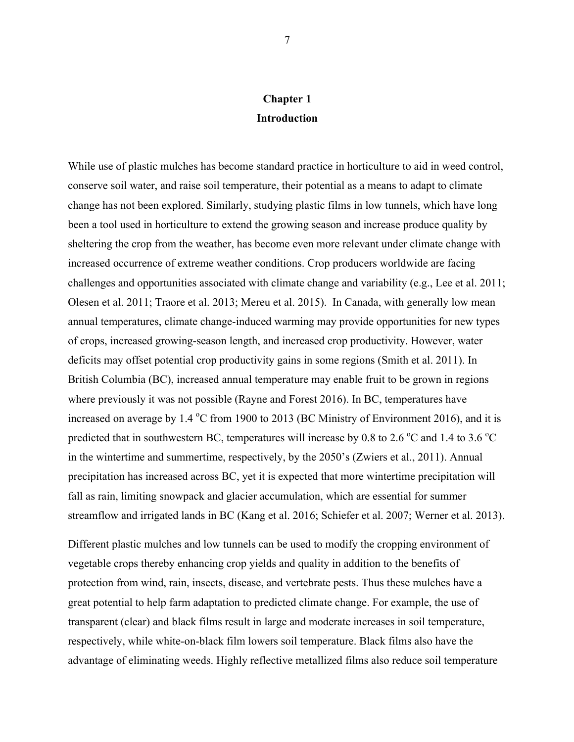# Chapter 1
# Introduction

While use of plastic mulches has become standard practice in horticulture to aid in weed control, conserve soil water, and raise soil temperature, their potential as a means to adapt to climate change has not been explored. Similarly, studying plastic films in low tunnels, which have long been a tool used in horticulture to extend the growing season and increase produce quality by sheltering the crop from the weather, has become even more relevant under climate change with increased occurrence of extreme weather conditions. Crop producers worldwide are facing challenges and opportunities associated with climate change and variability (e.g., Lee et al. 2011; Olesen et al. 2011; Traore et al. 2013; Mereu et al. 2015). In Canada, with generally low mean annual temperatures, climate change-induced warming may provide opportunities for new types of crops, increased growing-season length, and increased crop productivity. However, water deficits may offset potential crop productivity gains in some regions (Smith et al. 2011). In British Columbia (BC), increased annual temperature may enable fruit to be grown in regions where previously it was not possible (Rayne and Forest 2016). In BC, temperatures have increased on average by 1.4 $^{o}$C from 1900 to 2013 (BC Ministry of Environment 2016), and it is predicted that in southwestern BC, temperatures will increase by 0.8 to 2.6 $^{o}$C and 1.4 to 3.6 $^{o}$C in the wintertime and summertime, respectively, by the 2050's (Zwiers et al., 2011). Annual precipitation has increased across BC, yet it is expected that more wintertime precipitation will fall as rain, limiting snowpack and glacier accumulation, which are essential for summer streamflow and irrigated lands in BC (Kang et al. 2016; Schiefer et al. 2007; Werner et al. 2013).

Different plastic mulches and low tunnels can be used to modify the cropping environment of vegetable crops thereby enhancing crop yields and quality in addition to the benefits of protection from wind, rain, insects, disease, and vertebrate pests. Thus these mulches have a great potential to help farm adaptation to predicted climate change. For example, the use of transparent (clear) and black films result in large and moderate increases in soil temperature, respectively, while white-on-black film lowers soil temperature. Black films also have the advantage of eliminating weeds. Highly reflective metallized films also reduce soil temperature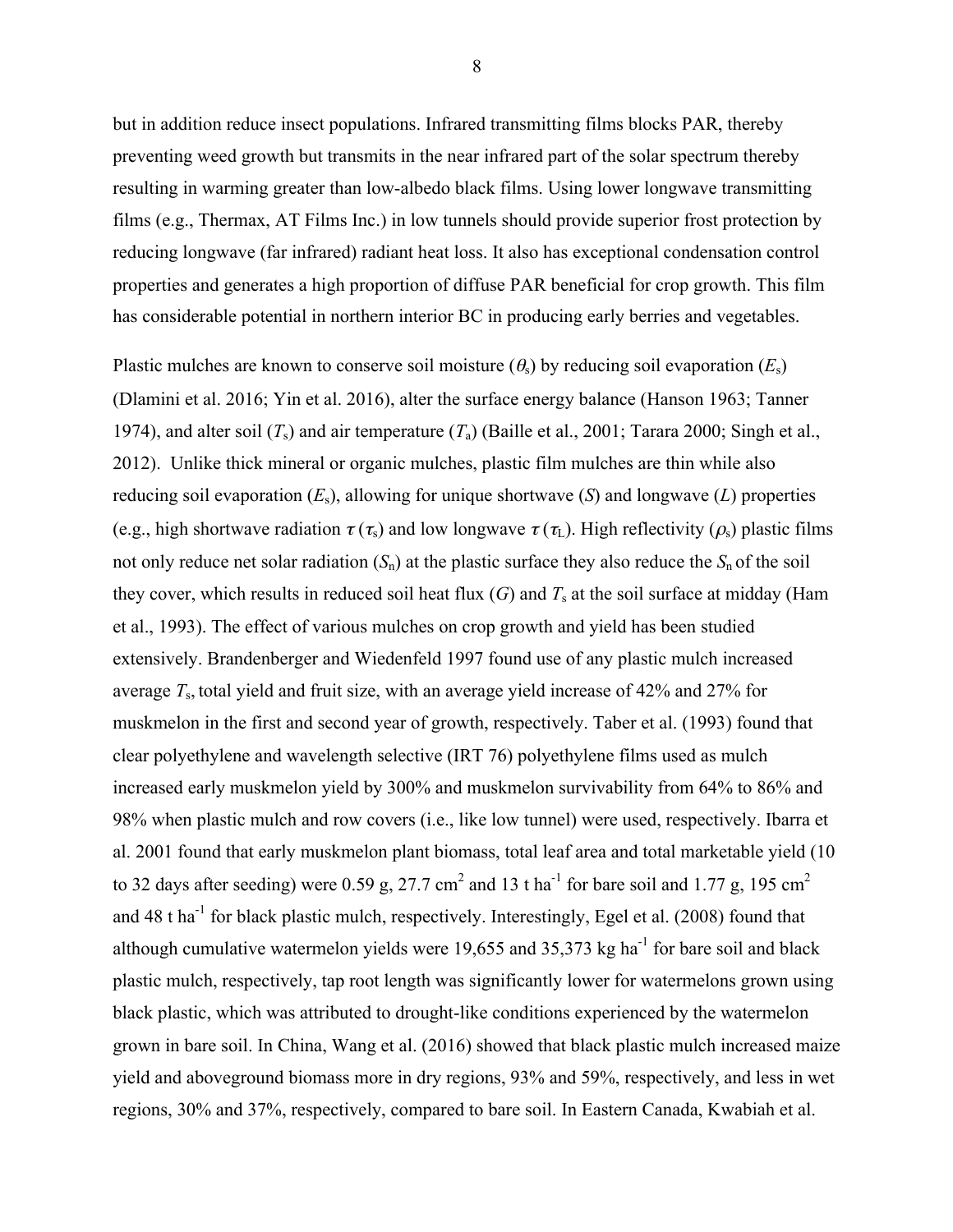but in addition reduce insect populations. Infrared transmitting films blocks PAR, thereby preventing weed growth but transmits in the near infrared part of the solar spectrum thereby resulting in warming greater than low-albedo black films. Using lower longwave transmitting films (e.g., Thermax, AT Films Inc.) in low tunnels should provide superior frost protection by reducing longwave (far infrared) radiant heat loss. It also has exceptional condensation control properties and generates a high proportion of diffuse PAR beneficial for crop growth. This film has considerable potential in northern interior BC in producing early berries and vegetables.

Plastic mulches are known to conserve soil moisture ($\theta_s$) by reducing soil evaporation ($E_s$) (Dlamini et al. 2016; Yin et al. 2016), alter the surface energy balance (Hanson 1963; Tanner 1974), and alter soil ($T_s$) and air temperature ($T_a$) (Baille et al., 2001; Tarara 2000; Singh et al., 2012). Unlike thick mineral or organic mulches, plastic film mulches are thin while also reducing soil evaporation ($E_s$), allowing for unique shortwave ($S$) and longwave ($L$) properties (e.g., high shortwave radiation $\tau$ ($\tau_s$) and low longwave $\tau$ ($\tau_L$). High reflectivity ($\rho_s$) plastic films not only reduce net solar radiation ($S_n$) at the plastic surface they also reduce the $S_n$ of the soil they cover, which results in reduced soil heat flux ($G$) and $T_s$ at the soil surface at midday (Ham et al., 1993). The effect of various mulches on crop growth and yield has been studied extensively. Brandenberger and Wiedenfeld 1997 found use of any plastic mulch increased average $T_s$, total yield and fruit size, with an average yield increase of 42% and 27% for muskmelon in the first and second year of growth, respectively. Taber et al. (1993) found that clear polyethylene and wavelength selective (IRT 76) polyethylene films used as mulch increased early muskmelon yield by 300% and muskmelon survivability from 64% to 86% and 98% when plastic mulch and row covers (i.e., like low tunnel) were used, respectively. Ibarra et al. 2001 found that early muskmelon plant biomass, total leaf area and total marketable yield (10 to 32 days after seeding) were 0.59 g, 27.7 $cm^2$ and 13 t $ha^{-1}$ for bare soil and 1.77 g, 195 $cm^2$ and 48 t $ha^{-1}$ for black plastic mulch, respectively. Interestingly, Egel et al. (2008) found that although cumulative watermelon yields were 19,655 and 35,373 kg $ha^{-1}$ for bare soil and black plastic mulch, respectively, tap root length was significantly lower for watermelons grown using black plastic, which was attributed to drought-like conditions experienced by the watermelon grown in bare soil. In China, Wang et al. (2016) showed that black plastic mulch increased maize yield and aboveground biomass more in dry regions, 93% and 59%, respectively, and less in wet regions, 30% and 37%, respectively, compared to bare soil. In Eastern Canada, Kwabiah et al.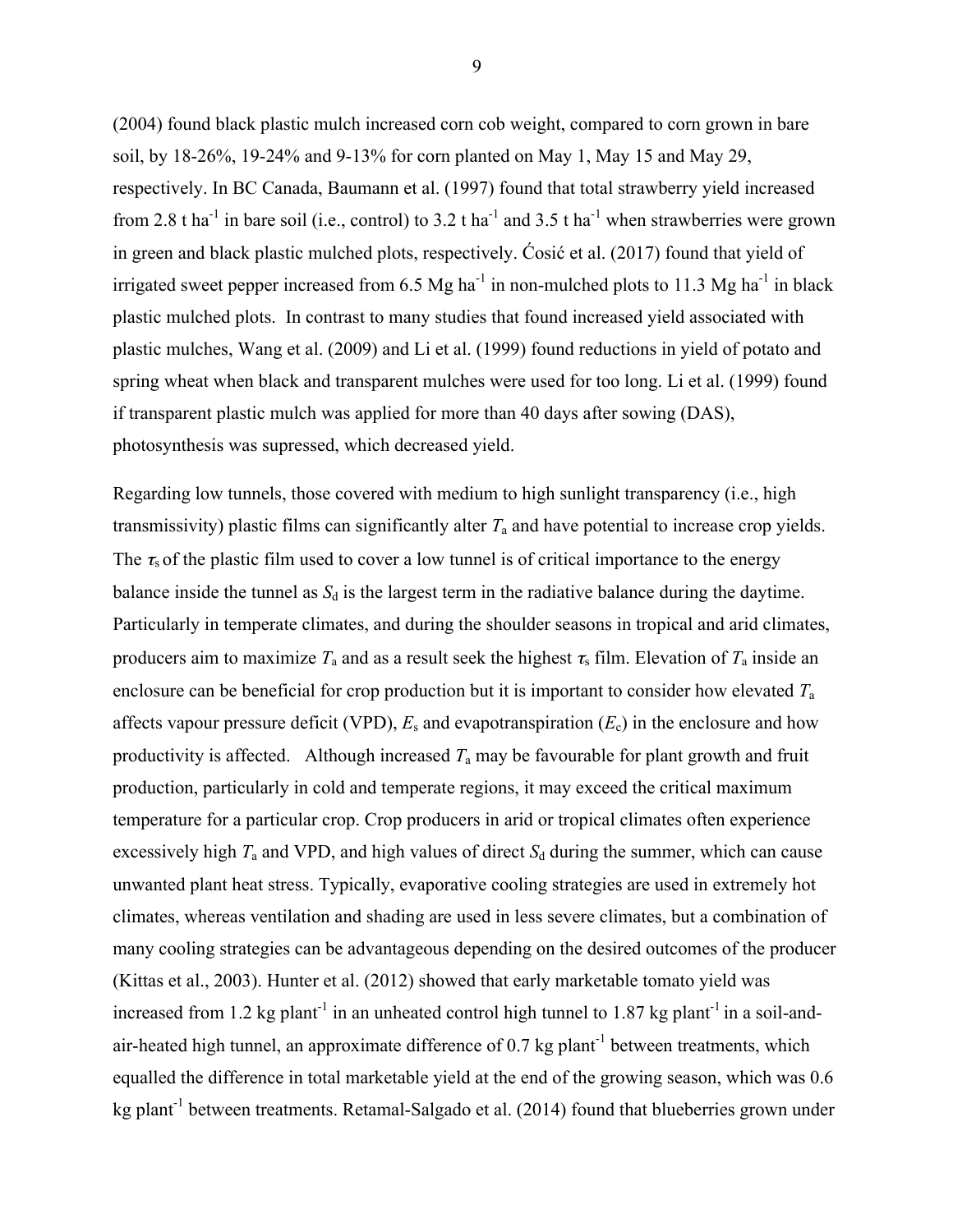(2004) found black plastic mulch increased corn cob weight, compared to corn grown in bare soil, by 18-26%, 19-24% and 9-13% for corn planted on May 1, May 15 and May 29, respectively. In BC Canada, Baumann et al. (1997) found that total strawberry yield increased from 2.8 t ha$^{-1}$ in bare soil (i.e., control) to 3.2 t ha$^{-1}$ and 3.5 t ha$^{-1}$ when strawberries were grown in green and black plastic mulched plots, respectively. Ćosić et al. (2017) found that yield of irrigated sweet pepper increased from 6.5 Mg ha$^{-1}$ in non-mulched plots to 11.3 Mg ha$^{-1}$ in black plastic mulched plots. In contrast to many studies that found increased yield associated with plastic mulches, Wang et al. (2009) and Li et al. (1999) found reductions in yield of potato and spring wheat when black and transparent mulches were used for too long. Li et al. (1999) found if transparent plastic mulch was applied for more than 40 days after sowing (DAS), photosynthesis was supressed, which decreased yield.

Regarding low tunnels, those covered with medium to high sunlight transparency (i.e., high transmissivity) plastic films can significantly alter $T_a$ and have potential to increase crop yields. The $\tau_s$ of the plastic film used to cover a low tunnel is of critical importance to the energy balance inside the tunnel as $S_d$ is the largest term in the radiative balance during the daytime. Particularly in temperate climates, and during the shoulder seasons in tropical and arid climates, producers aim to maximize $T_a$ and as a result seek the highest $\tau_s$ film. Elevation of $T_a$ inside an enclosure can be beneficial for crop production but it is important to consider how elevated $T_a$ affects vapour pressure deficit (VPD), $E_s$ and evapotranspiration ($E_c$) in the enclosure and how productivity is affected. Although increased $T_a$ may be favourable for plant growth and fruit production, particularly in cold and temperate regions, it may exceed the critical maximum temperature for a particular crop. Crop producers in arid or tropical climates often experience excessively high $T_a$ and VPD, and high values of direct $S_d$ during the summer, which can cause unwanted plant heat stress. Typically, evaporative cooling strategies are used in extremely hot climates, whereas ventilation and shading are used in less severe climates, but a combination of many cooling strategies can be advantageous depending on the desired outcomes of the producer (Kittas et al., 2003). Hunter et al. (2012) showed that early marketable tomato yield was increased from 1.2 kg plant$^{-1}$ in an unheated control high tunnel to 1.87 kg plant$^{-1}$ in a soil-and-air-heated high tunnel, an approximate difference of 0.7 kg plant$^{-1}$ between treatments, which equalled the difference in total marketable yield at the end of the growing season, which was 0.6 kg plant$^{-1}$ between treatments. Retamal-Salgado et al. (2014) found that blueberries grown under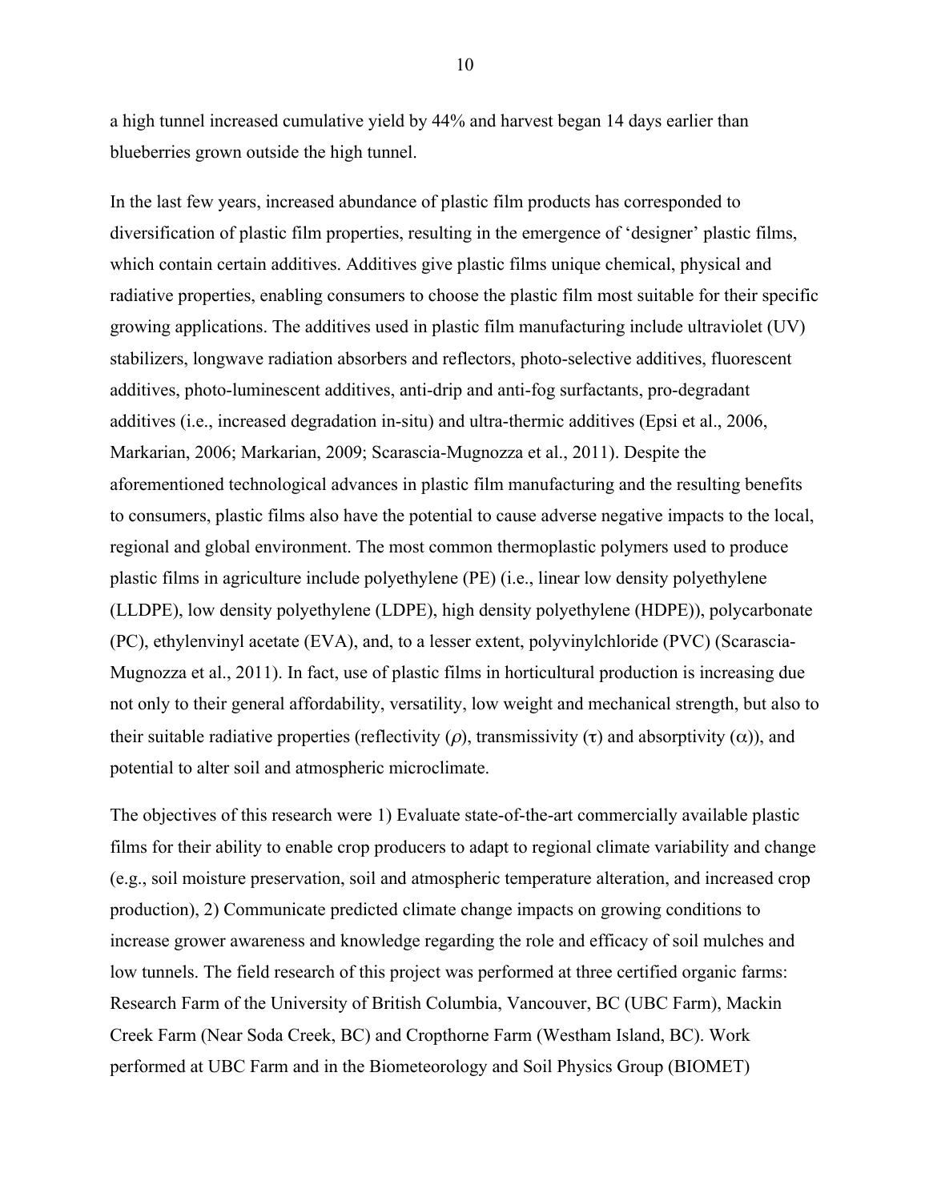a high tunnel increased cumulative yield by 44% and harvest began 14 days earlier than blueberries grown outside the high tunnel.

In the last few years, increased abundance of plastic film products has corresponded to diversification of plastic film properties, resulting in the emergence of 'designer' plastic films, which contain certain additives. Additives give plastic films unique chemical, physical and radiative properties, enabling consumers to choose the plastic film most suitable for their specific growing applications. The additives used in plastic film manufacturing include ultraviolet (UV) stabilizers, longwave radiation absorbers and reflectors, photo-selective additives, fluorescent additives, photo-luminescent additives, anti-drip and anti-fog surfactants, pro-degradant additives (i.e., increased degradation in-situ) and ultra-thermic additives (Epsi et al., 2006, Markarian, 2006; Markarian, 2009; Scarascia-Mugnozza et al., 2011). Despite the aforementioned technological advances in plastic film manufacturing and the resulting benefits to consumers, plastic films also have the potential to cause adverse negative impacts to the local, regional and global environment. The most common thermoplastic polymers used to produce plastic films in agriculture include polyethylene (PE) (i.e., linear low density polyethylene (LLDPE), low density polyethylene (LDPE), high density polyethylene (HDPE)), polycarbonate (PC), ethylenvinyl acetate (EVA), and, to a lesser extent, polyvinylchloride (PVC) (Scarascia-Mugnozza et al., 2011). In fact, use of plastic films in horticultural production is increasing due not only to their general affordability, versatility, low weight and mechanical strength, but also to their suitable radiative properties (reflectivity ($\rho$), transmissivity ($\tau$) and absorptivity ($\alpha$)), and potential to alter soil and atmospheric microclimate.

The objectives of this research were 1) Evaluate state-of-the-art commercially available plastic films for their ability to enable crop producers to adapt to regional climate variability and change (e.g., soil moisture preservation, soil and atmospheric temperature alteration, and increased crop production), 2) Communicate predicted climate change impacts on growing conditions to increase grower awareness and knowledge regarding the role and efficacy of soil mulches and low tunnels. The field research of this project was performed at three certified organic farms: Research Farm of the University of British Columbia, Vancouver, BC (UBC Farm), Mackin Creek Farm (Near Soda Creek, BC) and Cropthorne Farm (Westham Island, BC). Work performed at UBC Farm and in the Biometeorology and Soil Physics Group (BIOMET)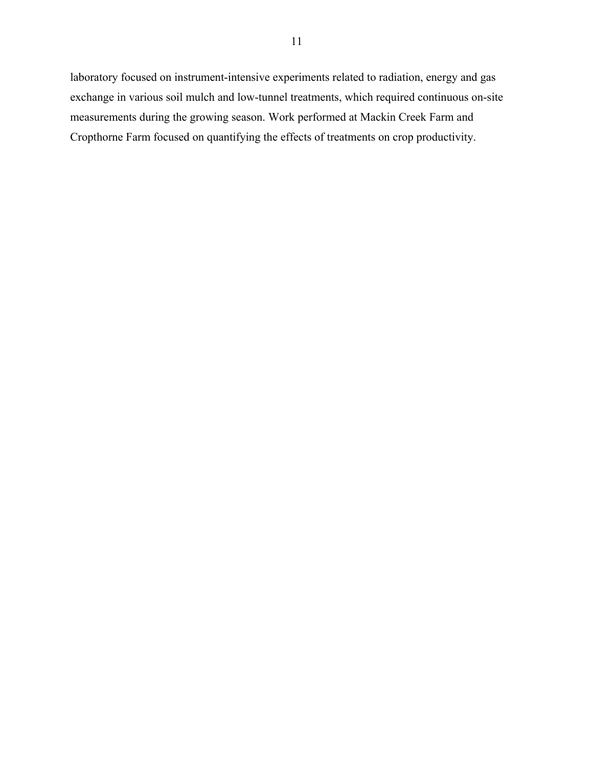laboratory focused on instrument-intensive experiments related to radiation, energy and gas exchange in various soil mulch and low-tunnel treatments, which required continuous on-site measurements during the growing season. Work performed at Mackin Creek Farm and Cropthorne Farm focused on quantifying the effects of treatments on crop productivity.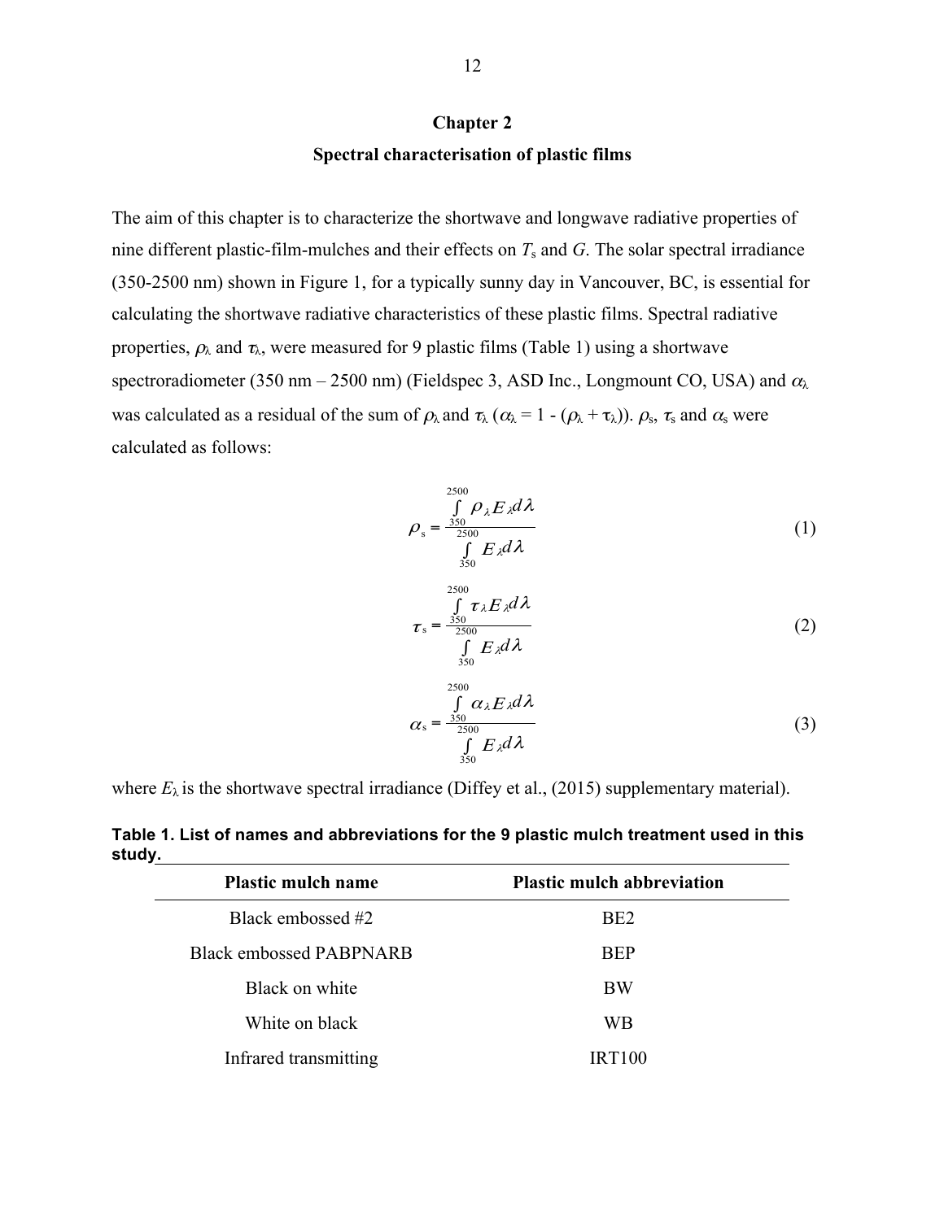# Chapter 2

## Spectral characterisation of plastic films

The aim of this chapter is to characterize the shortwave and longwave radiative properties of nine different plastic-film-mulches and their effects on $T_s$ and $G$. The solar spectral irradiance (350-2500 nm) shown in Figure 1, for a typically sunny day in Vancouver, BC, is essential for calculating the shortwave radiative characteristics of these plastic films. Spectral radiative properties, $\rho_\lambda$ and $\tau_\lambda$, were measured for 9 plastic films (Table 1) using a shortwave spectroradiometer (350 nm – 2500 nm) (Fieldspec 3, ASD Inc., Longmount CO, USA) and $\alpha_\lambda$ was calculated as a residual of the sum of $\rho_\lambda$ and $\tau_\lambda$ ($\alpha_\lambda = 1 - (\rho_\lambda + \tau_\lambda)$). $\rho_s$, $\tau_s$ and $\alpha_s$ were calculated as follows:

$$\rho_s = \frac{\int_{350}^{2500} \rho_\lambda E_\lambda d\lambda}{\int_{350}^{2500} E_\lambda d\lambda} \tag{1}$$

$$\tau_s = \frac{\int_{350}^{2500} \tau_\lambda E_\lambda d\lambda}{\int_{350}^{2500} E_\lambda d\lambda} \tag{2}$$

$$\alpha_s = \frac{\int_{350}^{2500} \alpha_\lambda E_\lambda d\lambda}{\int_{350}^{2500} E_\lambda d\lambda} \tag{3}$$

where $E_\lambda$ is the shortwave spectral irradiance (Diffey et al., (2015) supplementary material).

**Table 1. List of names and abbreviations for the 9 plastic mulch treatment used in this study.**

| Plastic mulch name | Plastic mulch abbreviation |
|---|---|
| Black embossed #2 | BE2 |
| Black embossed PABPNARB | BEP |
| Black on white | BW |
| White on black | WB |
| Infrared transmitting | IRT100 |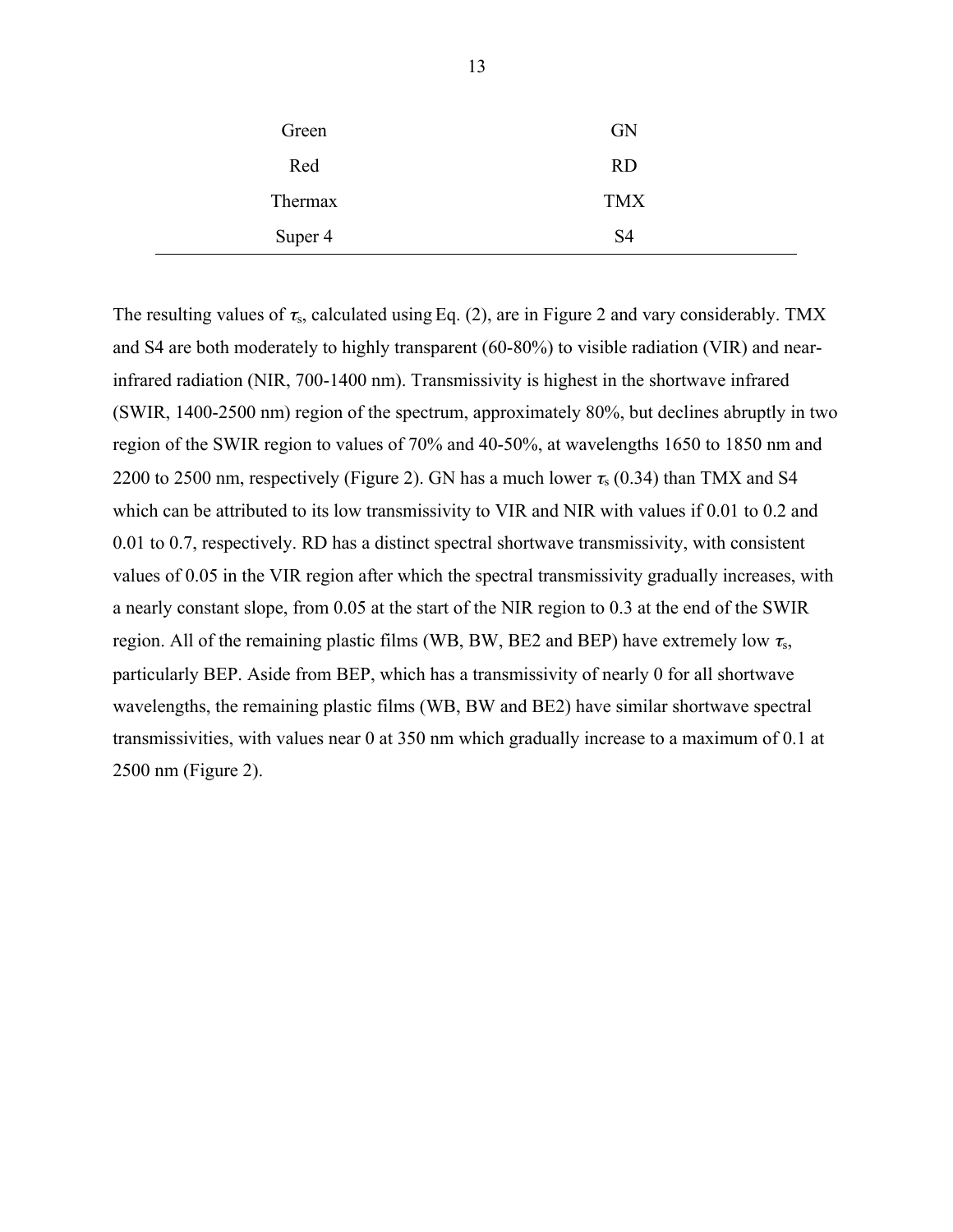| | |
|---|---|
| Green | GN |
| Red | RD |
| Thermax | TMX |
| Super 4 | S4 |

The resulting values of $\tau_s$, calculated using Eq. (2), are in Figure 2 and vary considerably. TMX and S4 are both moderately to highly transparent (60-80%) to visible radiation (VIR) and near-infrared radiation (NIR, 700-1400 nm). Transmissivity is highest in the shortwave infrared (SWIR, 1400-2500 nm) region of the spectrum, approximately 80%, but declines abruptly in two region of the SWIR region to values of 70% and 40-50%, at wavelengths 1650 to 1850 nm and 2200 to 2500 nm, respectively (Figure 2). GN has a much lower $\tau_s$ (0.34) than TMX and S4 which can be attributed to its low transmissivity to VIR and NIR with values if 0.01 to 0.2 and 0.01 to 0.7, respectively. RD has a distinct spectral shortwave transmissivity, with consistent values of 0.05 in the VIR region after which the spectral transmissivity gradually increases, with a nearly constant slope, from 0.05 at the start of the NIR region to 0.3 at the end of the SWIR region. All of the remaining plastic films (WB, BW, BE2 and BEP) have extremely low $\tau_s$, particularly BEP. Aside from BEP, which has a transmissivity of nearly 0 for all shortwave wavelengths, the remaining plastic films (WB, BW and BE2) have similar shortwave spectral transmissivities, with values near 0 at 350 nm which gradually increase to a maximum of 0.1 at 2500 nm (Figure 2).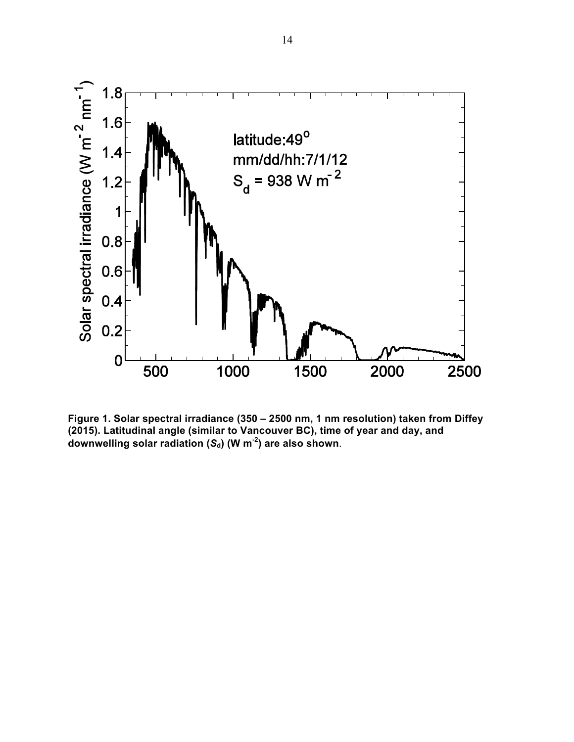**Figure 1. Solar spectral irradiance (350 – 2500 nm, 1 nm resolution) taken from Diffey (2015). Latitudinal angle (similar to Vancouver BC), time of year and day, and downwelling solar radiation ($S_d$) (W m$^{-2}$) are also shown**.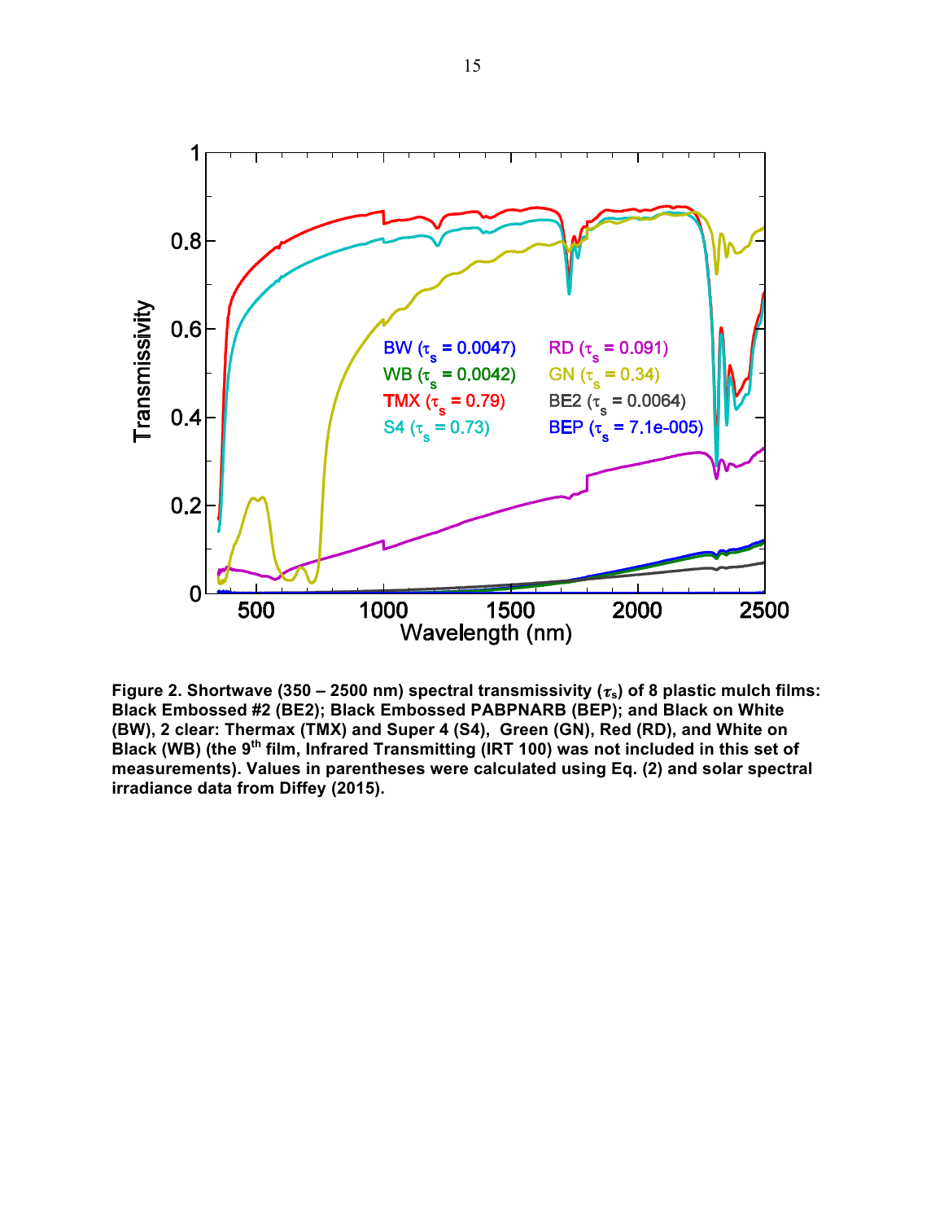**Figure 2. Shortwave (350 – 2500 nm) spectral transmissivity ($\tau_s$) of 8 plastic mulch films: Black Embossed #2 (BE2); Black Embossed PABPNARB (BEP); and Black on White (BW), 2 clear: Thermax (TMX) and Super 4 (S4), Green (GN), Red (RD), and White on Black (WB) (the 9th film, Infrared Transmitting (IRT 100) was not included in this set of measurements). Values in parentheses were calculated using Eq. (2) and solar spectral irradiance data from Diffey (2015).**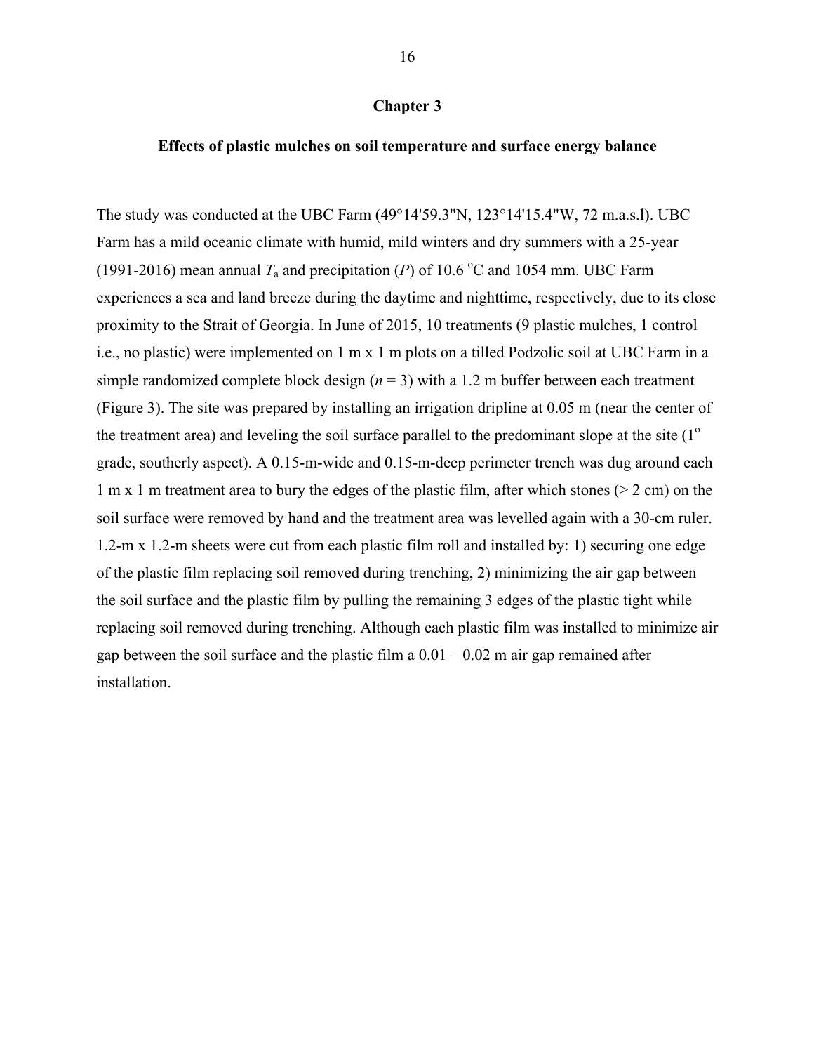# Chapter 3

## Effects of plastic mulches on soil temperature and surface energy balance

The study was conducted at the UBC Farm (49°14'59.3"N, 123°14'15.4"W, 72 m.a.s.l). UBC Farm has a mild oceanic climate with humid, mild winters and dry summers with a 25-year (1991-2016) mean annual $T_a$ and precipitation ($P$) of 10.6 $^oC$ and 1054 mm. UBC Farm experiences a sea and land breeze during the daytime and nighttime, respectively, due to its close proximity to the Strait of Georgia. In June of 2015, 10 treatments (9 plastic mulches, 1 control i.e., no plastic) were implemented on 1 m x 1 m plots on a tilled Podzolic soil at UBC Farm in a simple randomized complete block design ($n$ = 3) with a 1.2 m buffer between each treatment (Figure 3). The site was prepared by installing an irrigation dripline at 0.05 m (near the center of the treatment area) and leveling the soil surface parallel to the predominant slope at the site (1$^o$ grade, southerly aspect). A 0.15-m-wide and 0.15-m-deep perimeter trench was dug around each 1 m x 1 m treatment area to bury the edges of the plastic film, after which stones (> 2 cm) on the soil surface were removed by hand and the treatment area was levelled again with a 30-cm ruler. 1.2-m x 1.2-m sheets were cut from each plastic film roll and installed by: 1) securing one edge of the plastic film replacing soil removed during trenching, 2) minimizing the air gap between the soil surface and the plastic film by pulling the remaining 3 edges of the plastic tight while replacing soil removed during trenching. Although each plastic film was installed to minimize air gap between the soil surface and the plastic film a 0.01 – 0.02 m air gap remained after installation.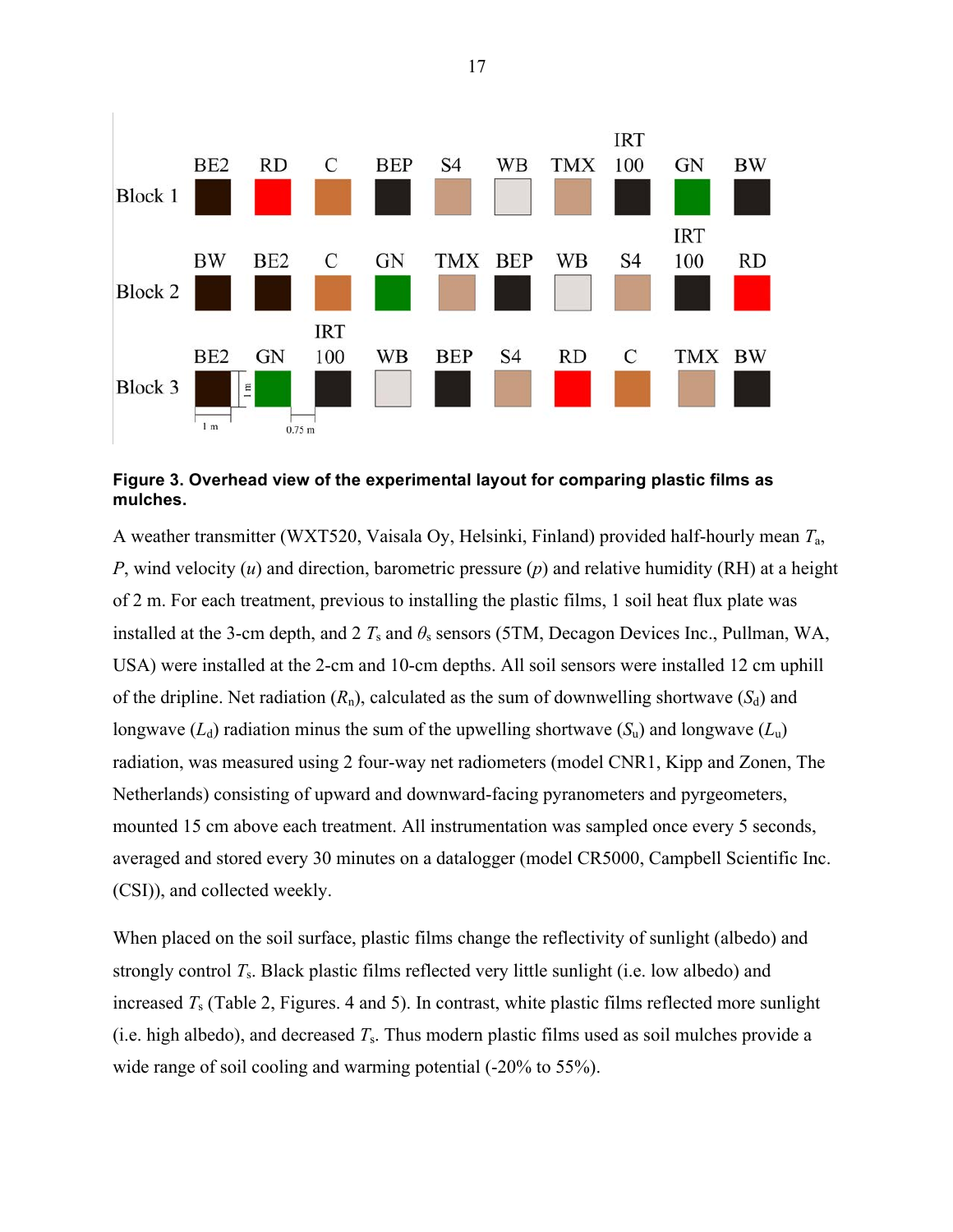**Figure 3. Overhead view of the experimental layout for comparing plastic films as mulches.**

A weather transmitter (WXT520, Vaisala Oy, Helsinki, Finland) provided half-hourly mean $T_a$, $P$, wind velocity ($u$) and direction, barometric pressure ($p$) and relative humidity (RH) at a height of 2 m. For each treatment, previous to installing the plastic films, 1 soil heat flux plate was installed at the 3-cm depth, and 2 $T_s$ and $\theta_s$ sensors (5TM, Decagon Devices Inc., Pullman, WA, USA) were installed at the 2-cm and 10-cm depths. All soil sensors were installed 12 cm uphill of the dripline. Net radiation ($R_n$), calculated as the sum of downwelling shortwave ($S_d$) and longwave ($L_d$) radiation minus the sum of the upwelling shortwave ($S_u$) and longwave ($L_u$) radiation, was measured using 2 four-way net radiometers (model CNR1, Kipp and Zonen, The Netherlands) consisting of upward and downward-facing pyranometers and pyrgeometers, mounted 15 cm above each treatment. All instrumentation was sampled once every 5 seconds, averaged and stored every 30 minutes on a datalogger (model CR5000, Campbell Scientific Inc. (CSI)), and collected weekly.

When placed on the soil surface, plastic films change the reflectivity of sunlight (albedo) and strongly control $T_s$. Black plastic films reflected very little sunlight (i.e. low albedo) and increased $T_s$ (Table 2, Figures. 4 and 5). In contrast, white plastic films reflected more sunlight (i.e. high albedo), and decreased $T_s$. Thus modern plastic films used as soil mulches provide a wide range of soil cooling and warming potential (-20% to 55%).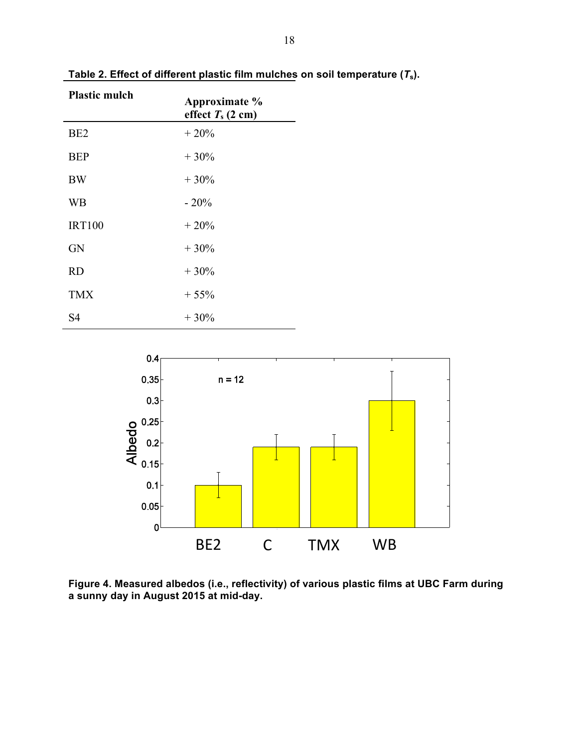**Table 2. Effect of different plastic film mulches on soil temperature ($T_s$).**

| Plastic mulch | Approximate % effect $T_s$ (2 cm) |
|---|---|
| BE2 | + 20% |
| BEP | + 30% |
| BW | + 30% |
| WB | - 20% |
| IRT100 | + 20% |
| GN | + 30% |
| RD | + 30% |
| TMX | + 55% |
| S4 | + 30% |

**Figure 4. Measured albedos (i.e., reflectivity) of various plastic films at UBC Farm during a sunny day in August 2015 at mid-day.**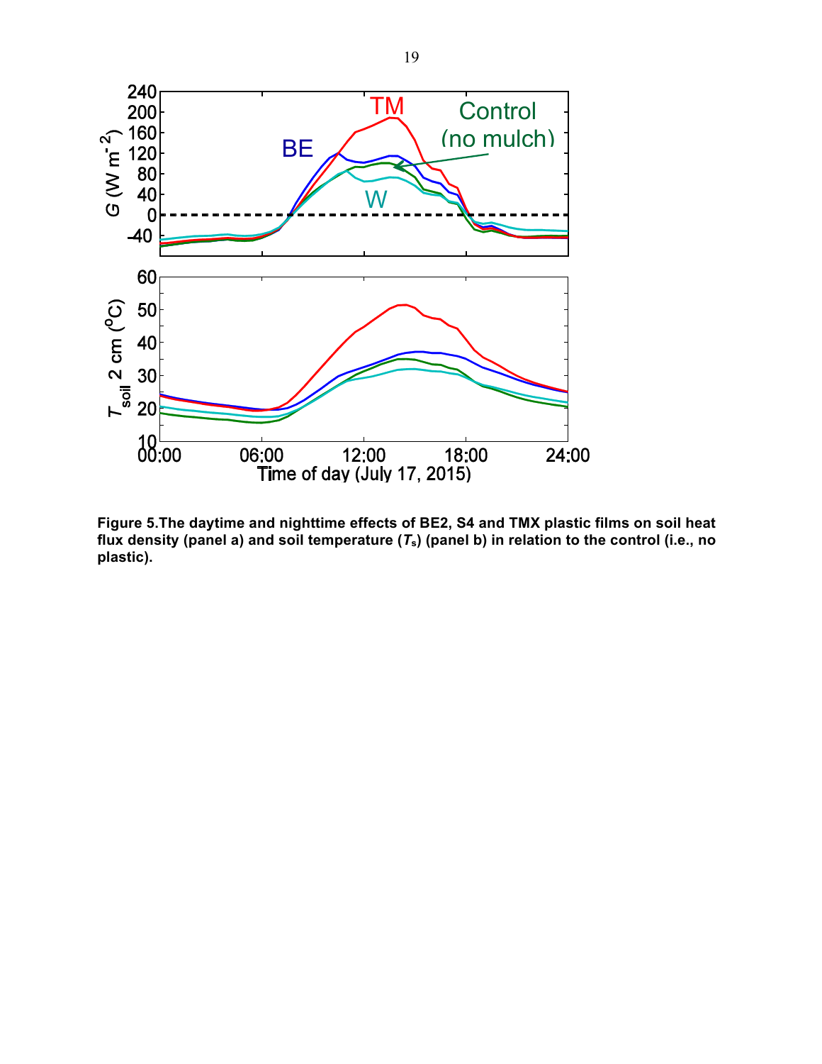**Figure 5.The daytime and nighttime effects of BE2, S4 and TMX plastic films on soil heat flux density (panel a) and soil temperature ($T_s$) (panel b) in relation to the control (i.e., no plastic).**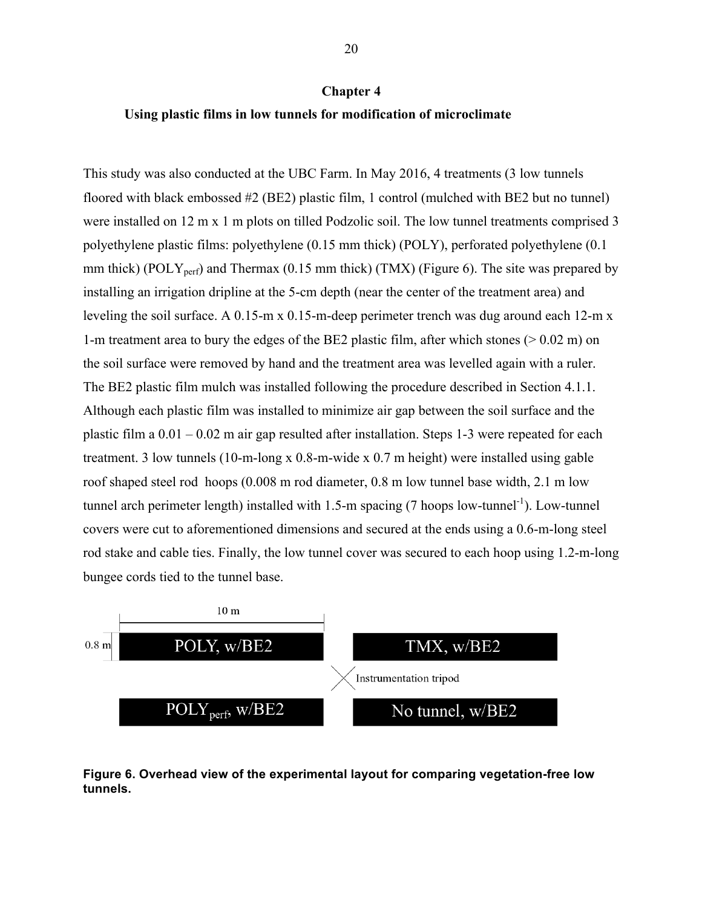# Chapter 4

## Using plastic films in low tunnels for modification of microclimate

This study was also conducted at the UBC Farm. In May 2016, 4 treatments (3 low tunnels floored with black embossed #2 (BE2) plastic film, 1 control (mulched with BE2 but no tunnel) were installed on 12 m x 1 m plots on tilled Podzolic soil. The low tunnel treatments comprised 3 polyethylene plastic films: polyethylene (0.15 mm thick) (POLY), perforated polyethylene (0.1 mm thick) ($POLY_{perf}$) and Thermax (0.15 mm thick) (TMX) (Figure 6). The site was prepared by installing an irrigation dripline at the 5-cm depth (near the center of the treatment area) and leveling the soil surface. A 0.15-m x 0.15-m-deep perimeter trench was dug around each 12-m x 1-m treatment area to bury the edges of the BE2 plastic film, after which stones (> 0.02 m) on the soil surface were removed by hand and the treatment area was levelled again with a ruler. The BE2 plastic film mulch was installed following the procedure described in Section 4.1.1. Although each plastic film was installed to minimize air gap between the soil surface and the plastic film a 0.01 – 0.02 m air gap resulted after installation. Steps 1-3 were repeated for each treatment. 3 low tunnels (10-m-long x 0.8-m-wide x 0.7 m height) were installed using gable roof shaped steel rod hoops (0.008 m rod diameter, 0.8 m low tunnel base width, 2.1 m low tunnel arch perimeter length) installed with 1.5-m spacing (7 hoops low-tunnel$^{-1}$). Low-tunnel covers were cut to aforementioned dimensions and secured at the ends using a 0.6-m-long steel rod stake and cable ties. Finally, the low tunnel cover was secured to each hoop using 1.2-m-long bungee cords tied to the tunnel base.

10 m

0.8 m

POLY, w/BE2

TMX, w/BE2

Instrumentation tripod

$POLY_{perf}$, w/BE2

No tunnel, w/BE2

**Figure 6. Overhead view of the experimental layout for comparing vegetation-free low tunnels.**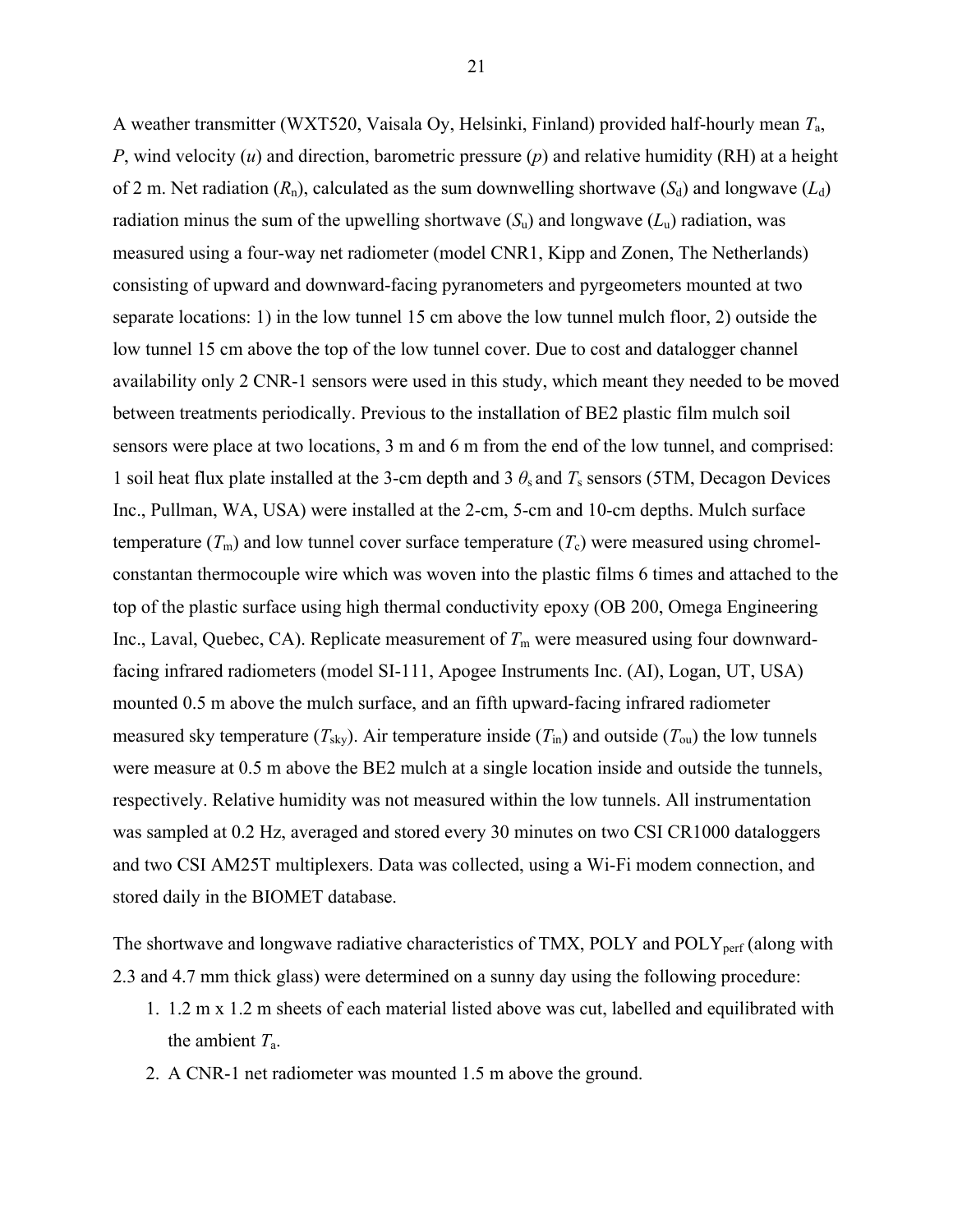A weather transmitter (WXT520, Vaisala Oy, Helsinki, Finland) provided half-hourly mean $T_a$, $P$, wind velocity ($u$) and direction, barometric pressure ($p$) and relative humidity (RH) at a height of 2 m. Net radiation ($R_n$), calculated as the sum downwelling shortwave ($S_d$) and longwave ($L_d$) radiation minus the sum of the upwelling shortwave ($S_u$) and longwave ($L_u$) radiation, was measured using a four-way net radiometer (model CNR1, Kipp and Zonen, The Netherlands) consisting of upward and downward-facing pyranometers and pyrgeometers mounted at two separate locations: 1) in the low tunnel 15 cm above the low tunnel mulch floor, 2) outside the low tunnel 15 cm above the top of the low tunnel cover. Due to cost and datalogger channel availability only 2 CNR-1 sensors were used in this study, which meant they needed to be moved between treatments periodically. Previous to the installation of BE2 plastic film mulch soil sensors were place at two locations, 3 m and 6 m from the end of the low tunnel, and comprised: 1 soil heat flux plate installed at the 3-cm depth and 3 $\theta_s$ and $T_s$ sensors (5TM, Decagon Devices Inc., Pullman, WA, USA) were installed at the 2-cm, 5-cm and 10-cm depths. Mulch surface temperature ($T_m$) and low tunnel cover surface temperature ($T_c$) were measured using chromel-constantan thermocouple wire which was woven into the plastic films 6 times and attached to the top of the plastic surface using high thermal conductivity epoxy (OB 200, Omega Engineering Inc., Laval, Quebec, CA). Replicate measurement of $T_m$ were measured using four downward-facing infrared radiometers (model SI-111, Apogee Instruments Inc. (AI), Logan, UT, USA) mounted 0.5 m above the mulch surface, and an fifth upward-facing infrared radiometer measured sky temperature ($T_{sky}$). Air temperature inside ($T_{in}$) and outside ($T_{ou}$) the low tunnels were measure at 0.5 m above the BE2 mulch at a single location inside and outside the tunnels, respectively. Relative humidity was not measured within the low tunnels. All instrumentation was sampled at 0.2 Hz, averaged and stored every 30 minutes on two CSI CR1000 dataloggers and two CSI AM25T multiplexers. Data was collected, using a Wi-Fi modem connection, and stored daily in the BIOMET database.

The shortwave and longwave radiative characteristics of TMX, POLY and $\text{POLY}_{perf}$ (along with 2.3 and 4.7 mm thick glass) were determined on a sunny day using the following procedure:

1. 1.2 m x 1.2 m sheets of each material listed above was cut, labelled and equilibrated with the ambient $T_a$.
2. A CNR-1 net radiometer was mounted 1.5 m above the ground.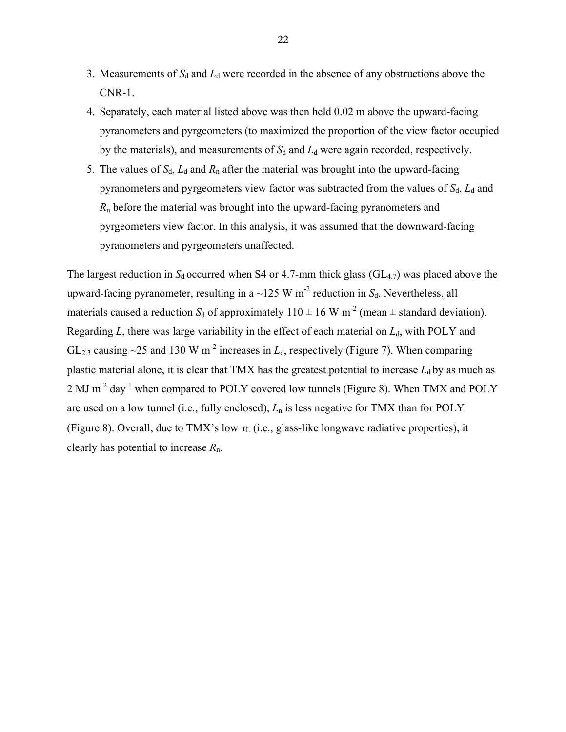3. Measurements of $S_d$ and $L_d$ were recorded in the absence of any obstructions above the CNR-1.
4. Separately, each material listed above was then held 0.02 m above the upward-facing pyranometers and pyrgeometers (to maximized the proportion of the view factor occupied by the materials), and measurements of $S_d$ and $L_d$ were again recorded, respectively.
5. The values of $S_d$, $L_d$ and $R_n$ after the material was brought into the upward-facing pyranometers and pyrgeometers view factor was subtracted from the values of $S_d$, $L_d$ and $R_n$ before the material was brought into the upward-facing pyranometers and pyrgeometers view factor. In this analysis, it was assumed that the downward-facing pyranometers and pyrgeometers unaffected.

The largest reduction in $S_d$ occurred when S4 or 4.7-mm thick glass ($GL_{4.7}$) was placed above the upward-facing pyranometer, resulting in a ~125 W $m^{-2}$ reduction in $S_d$. Nevertheless, all materials caused a reduction $S_d$ of approximately 110 ± 16 W $m^{-2}$ (mean ± standard deviation). Regarding $L$, there was large variability in the effect of each material on $L_d$, with POLY and $GL_{2.3}$ causing ~25 and 130 W $m^{-2}$ increases in $L_d$, respectively (Figure 7). When comparing plastic material alone, it is clear that TMX has the greatest potential to increase $L_d$ by as much as 2 MJ $m^{-2}$ $day^{-1}$ when compared to POLY covered low tunnels (Figure 8). When TMX and POLY are used on a low tunnel (i.e., fully enclosed), $L_n$ is less negative for TMX than for POLY (Figure 8). Overall, due to TMX's low $\tau_L$ (i.e., glass-like longwave radiative properties), it clearly has potential to increase $R_n$.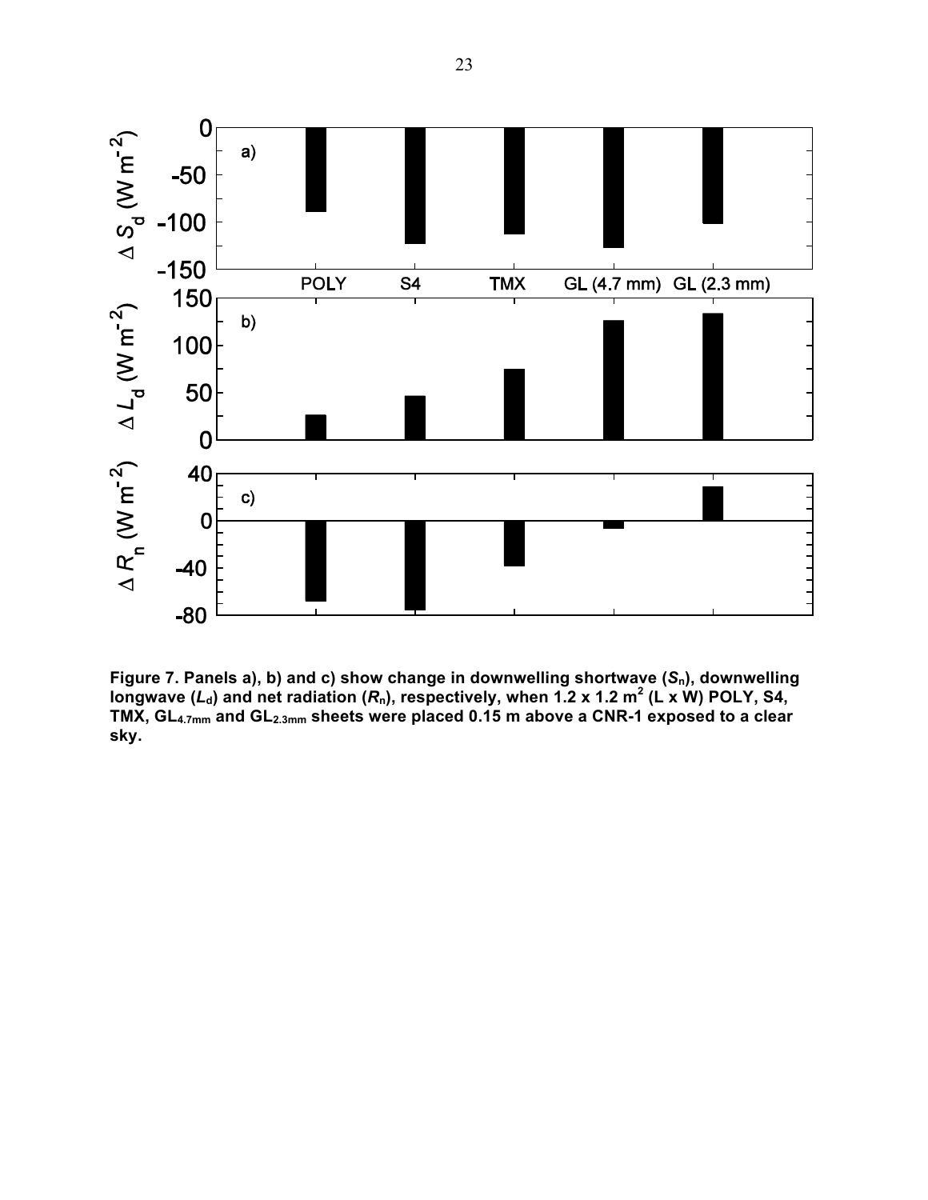**Figure 7. Panels a), b) and c) show change in downwelling shortwave ($S_n$), downwelling longwave ($L_d$) and net radiation ($R_n$), respectively, when 1.2 x 1.2 m$^2$ (L x W) POLY, S4, TMX, $GL_{4.7mm}$ and $GL_{2.3mm}$ sheets were placed 0.15 m above a CNR-1 exposed to a clear sky.**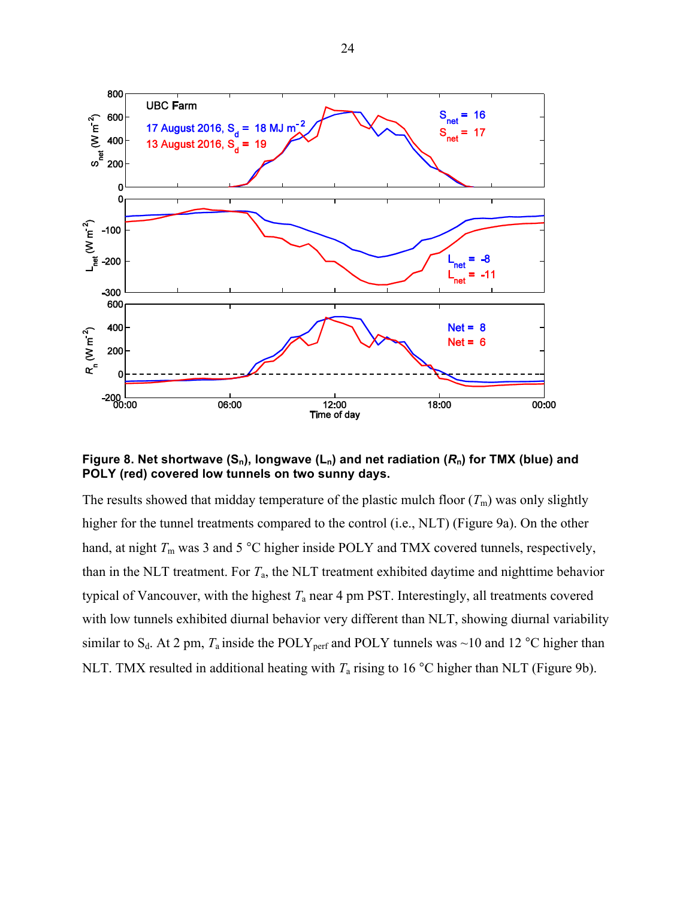**Figure 8. Net shortwave ($S_n$), longwave ($L_n$) and net radiation ($R_n$) for TMX (blue) and POLY (red) covered low tunnels on two sunny days.**

The results showed that midday temperature of the plastic mulch floor ($T_m$) was only slightly higher for the tunnel treatments compared to the control (i.e., NLT) (Figure 9a). On the other hand, at night $T_m$ was 3 and 5 °C higher inside POLY and TMX covered tunnels, respectively, than in the NLT treatment. For $T_a$, the NLT treatment exhibited daytime and nighttime behavior typical of Vancouver, with the highest $T_a$ near 4 pm PST. Interestingly, all treatments covered with low tunnels exhibited diurnal behavior very different than NLT, showing diurnal variability similar to $S_d$. At 2 pm, $T_a$ inside the $POLY_{perf}$ and POLY tunnels was ~10 and 12 °C higher than NLT. TMX resulted in additional heating with $T_a$ rising to 16 °C higher than NLT (Figure 9b).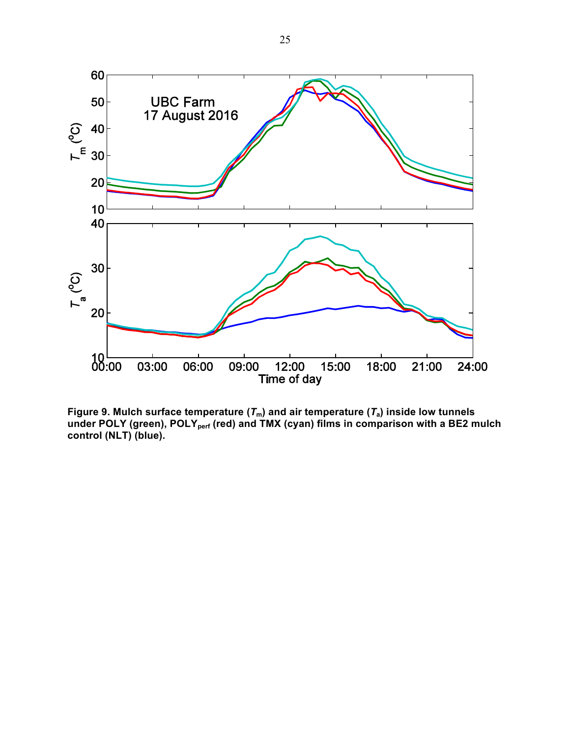**Figure 9. Mulch surface temperature ($T_m$) and air temperature ($T_a$) inside low tunnels under POLY (green), $POLY_{perf}$ (red) and TMX (cyan) films in comparison with a BE2 mulch control (NLT) (blue).**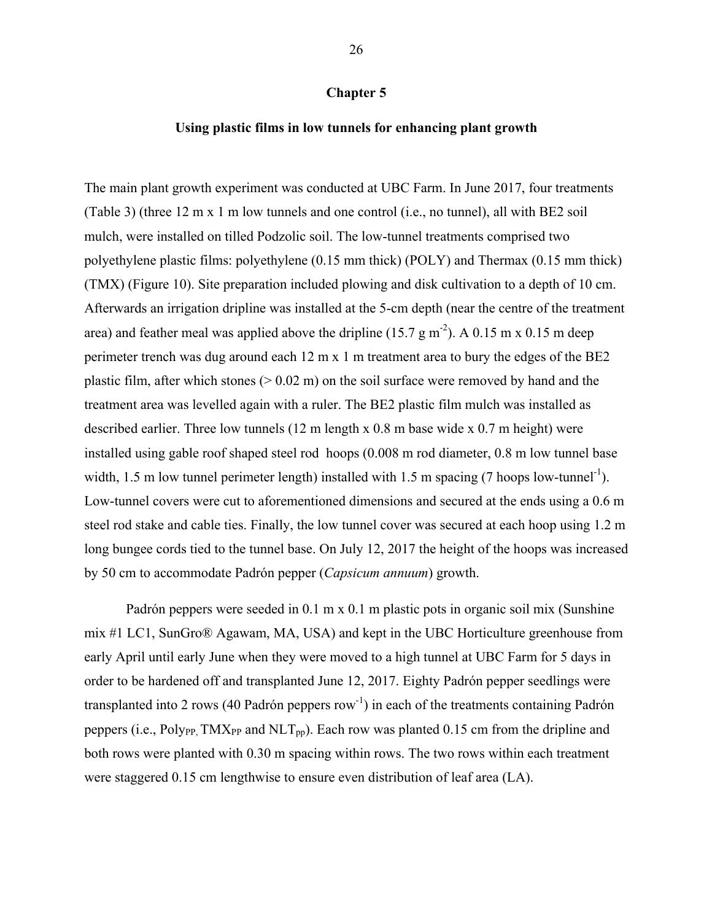# Chapter 5

## Using plastic films in low tunnels for enhancing plant growth

The main plant growth experiment was conducted at UBC Farm. In June 2017, four treatments (Table 3) (three 12 m x 1 m low tunnels and one control (i.e., no tunnel), all with BE2 soil mulch, were installed on tilled Podzolic soil. The low-tunnel treatments comprised two polyethylene plastic films: polyethylene (0.15 mm thick) (POLY) and Thermax (0.15 mm thick) (TMX) (Figure 10). Site preparation included plowing and disk cultivation to a depth of 10 cm. Afterwards an irrigation dripline was installed at the 5-cm depth (near the centre of the treatment area) and feather meal was applied above the dripline (15.7 g $m^{-2}$). A 0.15 m x 0.15 m deep perimeter trench was dug around each 12 m x 1 m treatment area to bury the edges of the BE2 plastic film, after which stones (> 0.02 m) on the soil surface were removed by hand and the treatment area was levelled again with a ruler. The BE2 plastic film mulch was installed as described earlier. Three low tunnels (12 m length x 0.8 m base wide x 0.7 m height) were installed using gable roof shaped steel rod hoops (0.008 m rod diameter, 0.8 m low tunnel base width, 1.5 m low tunnel perimeter length) installed with 1.5 m spacing (7 hoops low-tunnel$^{-1}$). Low-tunnel covers were cut to aforementioned dimensions and secured at the ends using a 0.6 m steel rod stake and cable ties. Finally, the low tunnel cover was secured at each hoop using 1.2 m long bungee cords tied to the tunnel base. On July 12, 2017 the height of the hoops was increased by 50 cm to accommodate Padrón pepper (*Capsicum annuum*) growth.

Padrón peppers were seeded in 0.1 m x 0.1 m plastic pots in organic soil mix (Sunshine mix #1 LC1, SunGro® Agawam, MA, USA) and kept in the UBC Horticulture greenhouse from early April until early June when they were moved to a high tunnel at UBC Farm for 5 days in order to be hardened off and transplanted June 12, 2017. Eighty Padrón pepper seedlings were transplanted into 2 rows (40 Padrón peppers row$^{-1}$) in each of the treatments containing Padrón peppers (i.e., $Poly_{PP}$, $TMX_{PP}$ and $NLT_{pp}$). Each row was planted 0.15 cm from the dripline and both rows were planted with 0.30 m spacing within rows. The two rows within each treatment were staggered 0.15 cm lengthwise to ensure even distribution of leaf area (LA).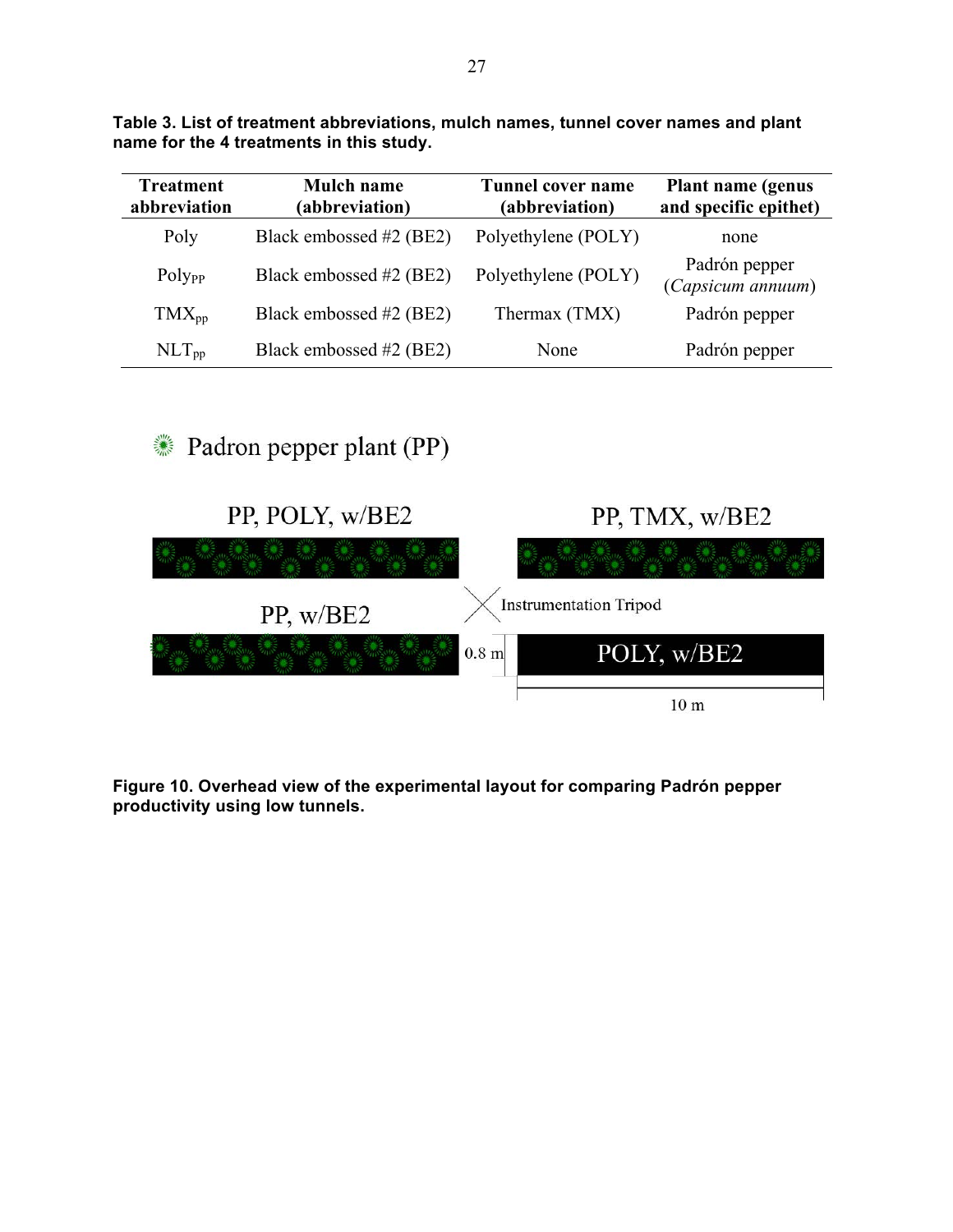**Table 3. List of treatment abbreviations, mulch names, tunnel cover names and plant name for the 4 treatments in this study.**

| Treatment abbreviation | Mulch name (abbreviation) | Tunnel cover name (abbreviation) | Plant name (genus and specific epithet) |
|---|---|---|---|
| Poly | Black embossed #2 (BE2) | Polyethylene (POLY) | none |
| $Poly_{PP}$ | Black embossed #2 (BE2) | Polyethylene (POLY) | Padrón pepper (*Capsicum annuum*) |
| $TMX_{pp}$ | Black embossed #2 (BE2) | Thermax (TMX) | Padrón pepper |
| $NLT_{pp}$ | Black embossed #2 (BE2) | None | Padrón pepper |

**Figure 10. Overhead view of the experimental layout for comparing Padrón pepper productivity using low tunnels.**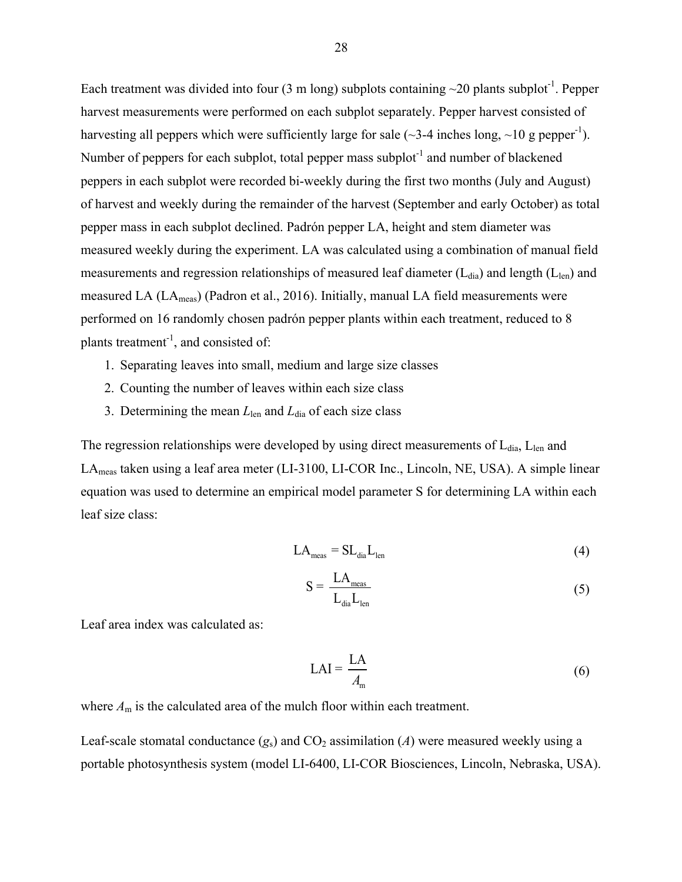Each treatment was divided into four (3 m long) subplots containing ~20 plants subplot$^{-1}$. Pepper harvest measurements were performed on each subplot separately. Pepper harvest consisted of harvesting all peppers which were sufficiently large for sale (~3-4 inches long, ~10 g pepper$^{-1}$). Number of peppers for each subplot, total pepper mass subplot$^{-1}$ and number of blackened peppers in each subplot were recorded bi-weekly during the first two months (July and August) of harvest and weekly during the remainder of the harvest (September and early October) as total pepper mass in each subplot declined. Padrón pepper LA, height and stem diameter was measured weekly during the experiment. LA was calculated using a combination of manual field measurements and regression relationships of measured leaf diameter ($L_{dia}$) and length ($L_{len}$) and measured LA ($LA_{meas}$) (Padron et al., 2016). Initially, manual LA field measurements were performed on 16 randomly chosen padrón pepper plants within each treatment, reduced to 8 plants treatment$^{-1}$, and consisted of:

1. Separating leaves into small, medium and large size classes
2. Counting the number of leaves within each size class
3. Determining the mean $L_{len}$ and $L_{dia}$ of each size class

The regression relationships were developed by using direct measurements of $L_{dia}$, $L_{len}$ and $LA_{meas}$ taken using a leaf area meter (LI-3100, LI-COR Inc., Lincoln, NE, USA). A simple linear equation was used to determine an empirical model parameter S for determining LA within each leaf size class:

$$LA_{meas} = SL_{dia}L_{len} \tag{4}$$

$$S = \frac{LA_{meas}}{L_{dia}L_{len}} \tag{5}$$

Leaf area index was calculated as:

$$LAI = \frac{LA}{A_m} \tag{6}$$

where $A_m$ is the calculated area of the mulch floor within each treatment.

Leaf-scale stomatal conductance ($g_s$) and $CO_2$ assimilation ($A$) were measured weekly using a portable photosynthesis system (model LI-6400, LI-COR Biosciences, Lincoln, Nebraska, USA).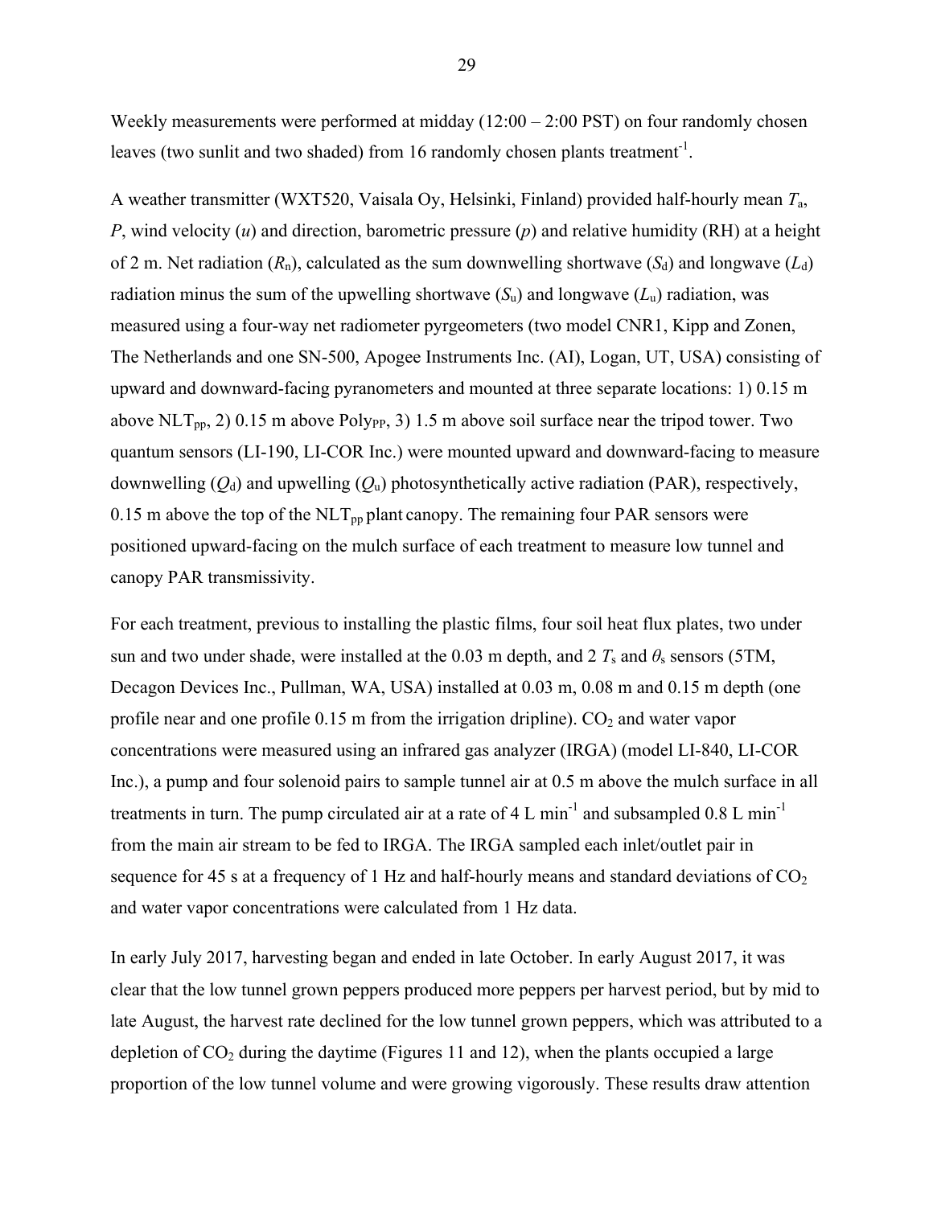Weekly measurements were performed at midday (12:00 – 2:00 PST) on four randomly chosen leaves (two sunlit and two shaded) from 16 randomly chosen plants $treatment^{-1}$.

A weather transmitter (WXT520, Vaisala Oy, Helsinki, Finland) provided half-hourly mean $T_a$, $P$, wind velocity ($u$) and direction, barometric pressure ($p$) and relative humidity (RH) at a height of 2 m. Net radiation ($R_n$), calculated as the sum downwelling shortwave ($S_d$) and longwave ($L_d$) radiation minus the sum of the upwelling shortwave ($S_u$) and longwave ($L_u$) radiation, was measured using a four-way net radiometer pyrgeometers (two model CNR1, Kipp and Zonen, The Netherlands and one SN-500, Apogee Instruments Inc. (AI), Logan, UT, USA) consisting of upward and downward-facing pyranometers and mounted at three separate locations: 1) 0.15 m above $NLT_{pp}$, 2) 0.15 m above $Poly_{PP}$, 3) 1.5 m above soil surface near the tripod tower. Two quantum sensors (LI-190, LI-COR Inc.) were mounted upward and downward-facing to measure downwelling ($Q_d$) and upwelling ($Q_u$) photosynthetically active radiation (PAR), respectively, 0.15 m above the top of the $NLT_{pp}$ plant canopy. The remaining four PAR sensors were positioned upward-facing on the mulch surface of each treatment to measure low tunnel and canopy PAR transmissivity.

For each treatment, previous to installing the plastic films, four soil heat flux plates, two under sun and two under shade, were installed at the 0.03 m depth, and 2 $T_s$ and $\theta_s$ sensors (5TM, Decagon Devices Inc., Pullman, WA, USA) installed at 0.03 m, 0.08 m and 0.15 m depth (one profile near and one profile 0.15 m from the irrigation dripline). $CO_2$ and water vapor concentrations were measured using an infrared gas analyzer (IRGA) (model LI-840, LI-COR Inc.), a pump and four solenoid pairs to sample tunnel air at 0.5 m above the mulch surface in all treatments in turn. The pump circulated air at a rate of 4 L $min^{-1}$ and subsampled 0.8 L $min^{-1}$ from the main air stream to be fed to IRGA. The IRGA sampled each inlet/outlet pair in sequence for 45 s at a frequency of 1 Hz and half-hourly means and standard deviations of $CO_2$ and water vapor concentrations were calculated from 1 Hz data.

In early July 2017, harvesting began and ended in late October. In early August 2017, it was clear that the low tunnel grown peppers produced more peppers per harvest period, but by mid to late August, the harvest rate declined for the low tunnel grown peppers, which was attributed to a depletion of $CO_2$ during the daytime (Figures 11 and 12), when the plants occupied a large proportion of the low tunnel volume and were growing vigorously. These results draw attention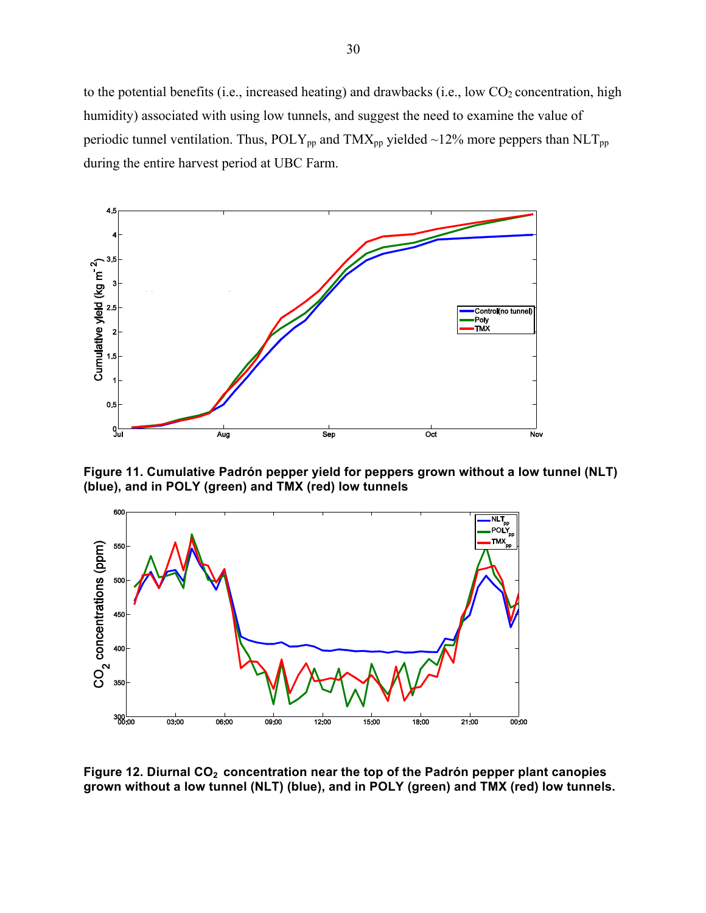to the potential benefits (i.e., increased heating) and drawbacks (i.e., low $CO_2$ concentration, high humidity) associated with using low tunnels, and suggest the need to examine the value of periodic tunnel ventilation. Thus, $POLY_{pp}$ and $TMX_{pp}$ yielded ~12% more peppers than $NLT_{pp}$ during the entire harvest period at UBC Farm.

**Figure 11. Cumulative Padrón pepper yield for peppers grown without a low tunnel (NLT) (blue), and in POLY (green) and TMX (red) low tunnels**

**Figure 12. Diurnal $CO_2$ concentration near the top of the Padrón pepper plant canopies grown without a low tunnel (NLT) (blue), and in POLY (green) and TMX (red) low tunnels.**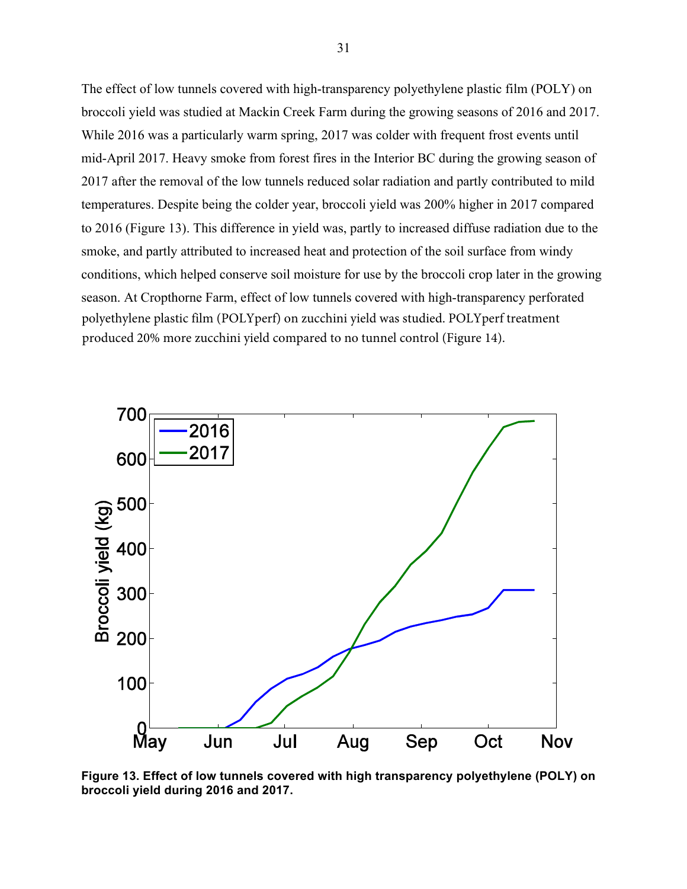The effect of low tunnels covered with high-transparency polyethylene plastic film (POLY) on broccoli yield was studied at Mackin Creek Farm during the growing seasons of 2016 and 2017. While 2016 was a particularly warm spring, 2017 was colder with frequent frost events until mid-April 2017. Heavy smoke from forest fires in the Interior BC during the growing season of 2017 after the removal of the low tunnels reduced solar radiation and partly contributed to mild temperatures. Despite being the colder year, broccoli yield was 200% higher in 2017 compared to 2016 (Figure 13). This difference in yield was, partly to increased diffuse radiation due to the smoke, and partly attributed to increased heat and protection of the soil surface from windy conditions, which helped conserve soil moisture for use by the broccoli crop later in the growing season. At Cropthorne Farm, effect of low tunnels covered with high-transparency perforated polyethylene plastic film (POLYperf) on zucchini yield was studied. POLYperf treatment produced 20% more zucchini yield compared to no tunnel control (Figure 14).

**Figure 13. Effect of low tunnels covered with high transparency polyethylene (POLY) on broccoli yield during 2016 and 2017.**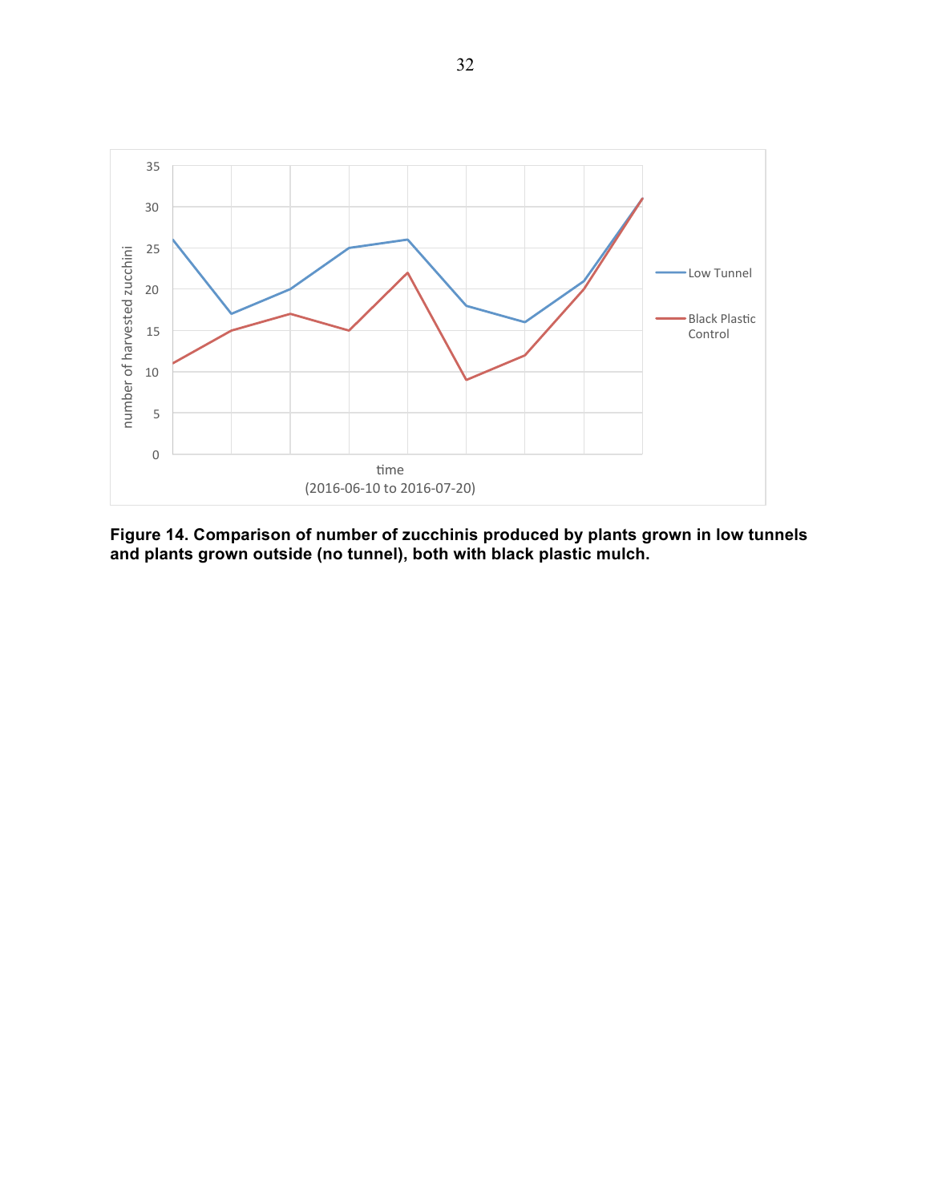**Figure 14. Comparison of number of zucchinis produced by plants grown in low tunnels and plants grown outside (no tunnel), both with black plastic mulch.**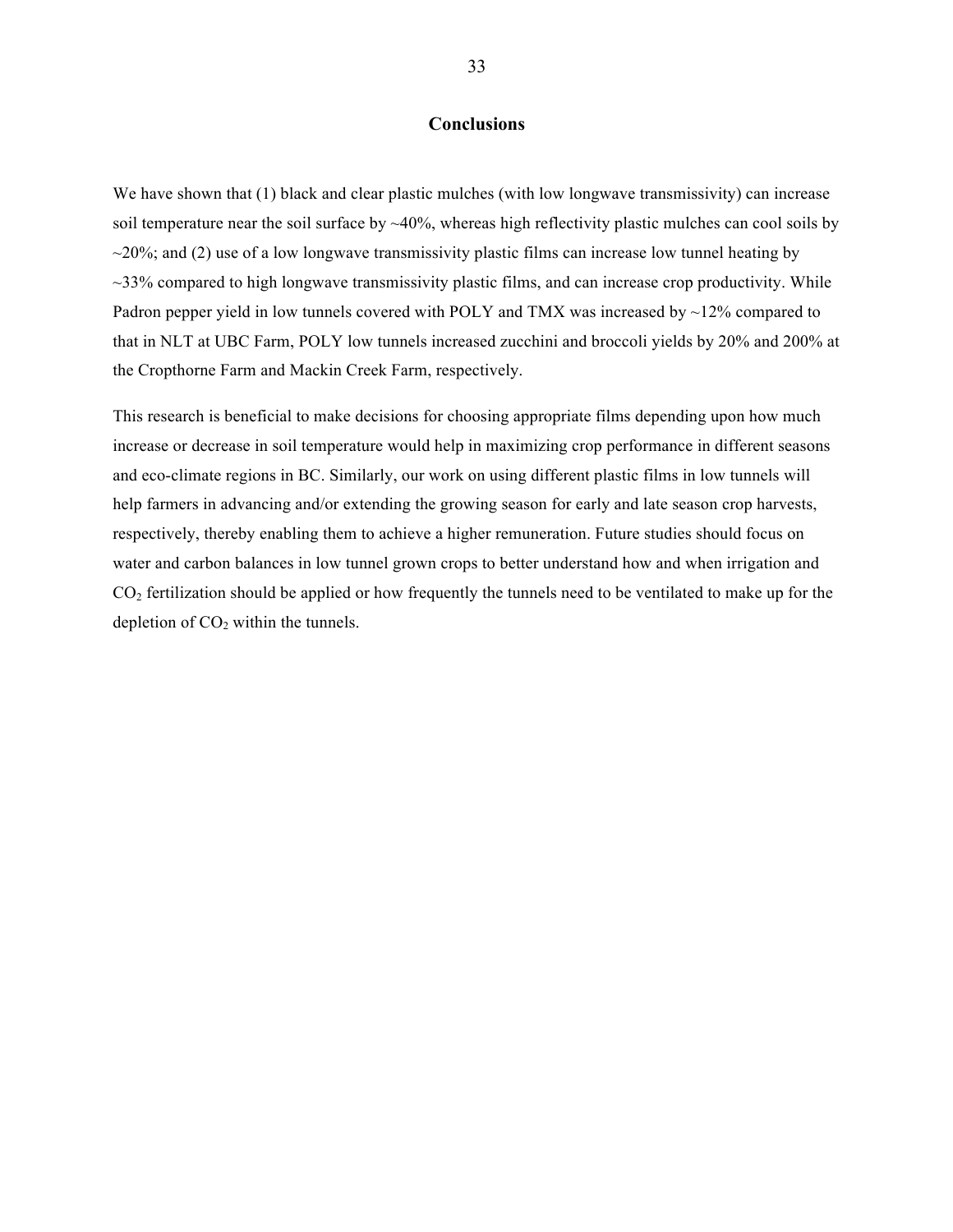## Conclusions

We have shown that (1) black and clear plastic mulches (with low longwave transmissivity) can increase soil temperature near the soil surface by ~40%, whereas high reflectivity plastic mulches can cool soils by ~20%; and (2) use of a low longwave transmissivity plastic films can increase low tunnel heating by ~33% compared to high longwave transmissivity plastic films, and can increase crop productivity. While Padron pepper yield in low tunnels covered with POLY and TMX was increased by ~12% compared to that in NLT at UBC Farm, POLY low tunnels increased zucchini and broccoli yields by 20% and 200% at the Cropthorne Farm and Mackin Creek Farm, respectively.

This research is beneficial to make decisions for choosing appropriate films depending upon how much increase or decrease in soil temperature would help in maximizing crop performance in different seasons and eco-climate regions in BC. Similarly, our work on using different plastic films in low tunnels will help farmers in advancing and/or extending the growing season for early and late season crop harvests, respectively, thereby enabling them to achieve a higher remuneration. Future studies should focus on water and carbon balances in low tunnel grown crops to better understand how and when irrigation and $CO_2$ fertilization should be applied or how frequently the tunnels need to be ventilated to make up for the depletion of $CO_2$ within the tunnels.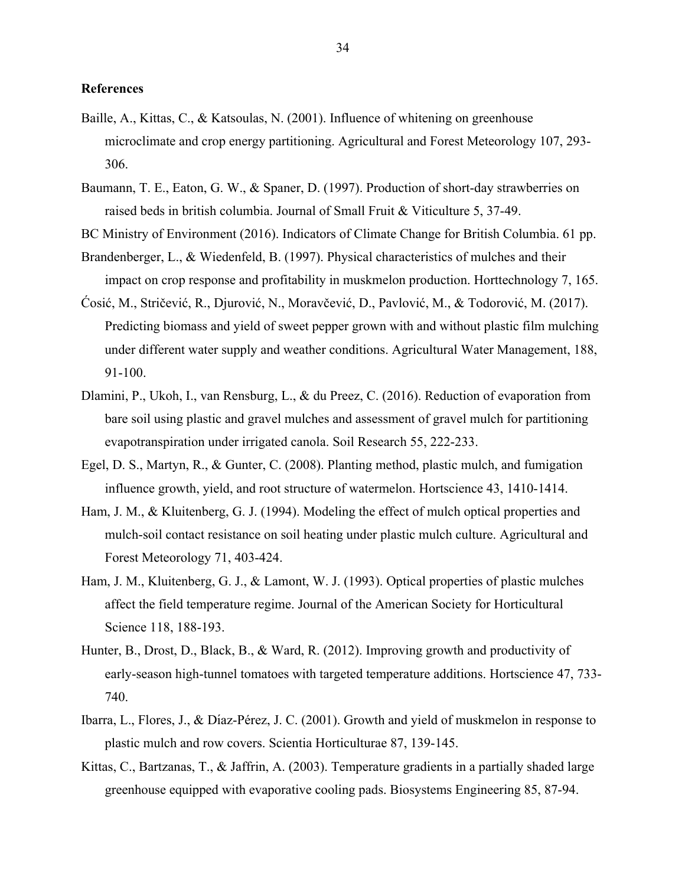**References**

Baille, A., Kittas, C., & Katsoulas, N. (2001). Influence of whitening on greenhouse microclimate and crop energy partitioning. Agricultural and Forest Meteorology 107, 293-306.

Baumann, T. E., Eaton, G. W., & Spaner, D. (1997). Production of short-day strawberries on raised beds in british columbia. Journal of Small Fruit & Viticulture 5, 37-49.

BC Ministry of Environment (2016). Indicators of Climate Change for British Columbia. 61 pp.

Brandenberger, L., & Wiedenfeld, B. (1997). Physical characteristics of mulches and their impact on crop response and profitability in muskmelon production. Horttechnology 7, 165.

Ćosić, M., Stričević, R., Djurović, N., Moravčević, D., Pavlović, M., & Todorović, M. (2017). Predicting biomass and yield of sweet pepper grown with and without plastic film mulching under different water supply and weather conditions. Agricultural Water Management, 188, 91-100.

Dlamini, P., Ukoh, I., van Rensburg, L., & du Preez, C. (2016). Reduction of evaporation from bare soil using plastic and gravel mulches and assessment of gravel mulch for partitioning evapotranspiration under irrigated canola. Soil Research 55, 222-233.

Egel, D. S., Martyn, R., & Gunter, C. (2008). Planting method, plastic mulch, and fumigation influence growth, yield, and root structure of watermelon. Hortscience 43, 1410-1414.

Ham, J. M., & Kluitenberg, G. J. (1994). Modeling the effect of mulch optical properties and mulch-soil contact resistance on soil heating under plastic mulch culture. Agricultural and Forest Meteorology 71, 403-424.

Ham, J. M., Kluitenberg, G. J., & Lamont, W. J. (1993). Optical properties of plastic mulches affect the field temperature regime. Journal of the American Society for Horticultural Science 118, 188-193.

Hunter, B., Drost, D., Black, B., & Ward, R. (2012). Improving growth and productivity of early-season high-tunnel tomatoes with targeted temperature additions. Hortscience 47, 733-740.

Ibarra, L., Flores, J., & Díaz-Pérez, J. C. (2001). Growth and yield of muskmelon in response to plastic mulch and row covers. Scientia Horticulturae 87, 139-145.

Kittas, C., Bartzanas, T., & Jaffrin, A. (2003). Temperature gradients in a partially shaded large greenhouse equipped with evaporative cooling pads. Biosystems Engineering 85, 87-94.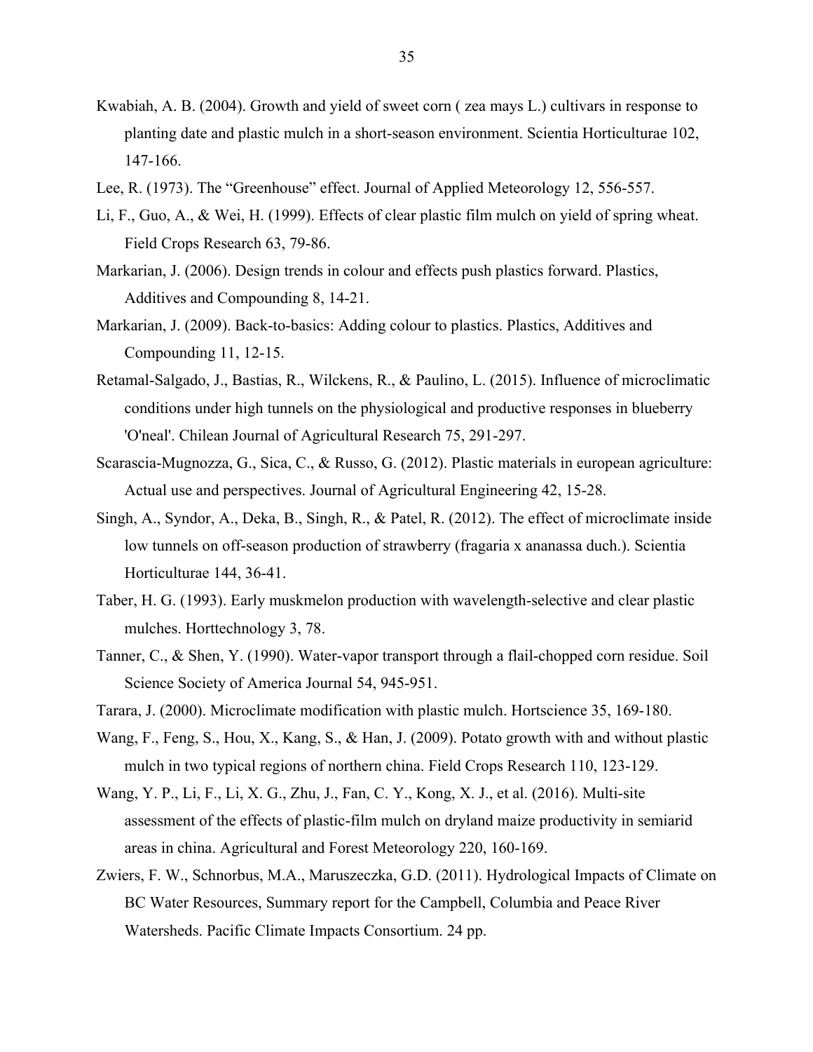Kwabiah, A. B. (2004). Growth and yield of sweet corn ( zea mays L.) cultivars in response to planting date and plastic mulch in a short-season environment. Scientia Horticulturae 102, 147-166.

Lee, R. (1973). The "Greenhouse" effect. Journal of Applied Meteorology 12, 556-557.

Li, F., Guo, A., & Wei, H. (1999). Effects of clear plastic film mulch on yield of spring wheat. Field Crops Research 63, 79-86.

Markarian, J. (2006). Design trends in colour and effects push plastics forward. Plastics, Additives and Compounding 8, 14-21.

Markarian, J. (2009). Back-to-basics: Adding colour to plastics. Plastics, Additives and Compounding 11, 12-15.

Retamal-Salgado, J., Bastias, R., Wilckens, R., & Paulino, L. (2015). Influence of microclimatic conditions under high tunnels on the physiological and productive responses in blueberry 'O'neal'. Chilean Journal of Agricultural Research 75, 291-297.

Scarascia-Mugnozza, G., Sica, C., & Russo, G. (2012). Plastic materials in european agriculture: Actual use and perspectives. Journal of Agricultural Engineering 42, 15-28.

Singh, A., Syndor, A., Deka, B., Singh, R., & Patel, R. (2012). The effect of microclimate inside low tunnels on off-season production of strawberry (fragaria x ananassa duch.). Scientia Horticulturae 144, 36-41.

Taber, H. G. (1993). Early muskmelon production with wavelength-selective and clear plastic mulches. Horttechnology 3, 78.

Tanner, C., & Shen, Y. (1990). Water-vapor transport through a flail-chopped corn residue. Soil Science Society of America Journal 54, 945-951.

Tarara, J. (2000). Microclimate modification with plastic mulch. Hortscience 35, 169-180.

Wang, F., Feng, S., Hou, X., Kang, S., & Han, J. (2009). Potato growth with and without plastic mulch in two typical regions of northern china. Field Crops Research 110, 123-129.

Wang, Y. P., Li, F., Li, X. G., Zhu, J., Fan, C. Y., Kong, X. J., et al. (2016). Multi-site assessment of the effects of plastic-film mulch on dryland maize productivity in semiarid areas in china. Agricultural and Forest Meteorology 220, 160-169.

Zwiers, F. W., Schnorbus, M.A., Maruszeczka, G.D. (2011). Hydrological Impacts of Climate on BC Water Resources, Summary report for the Campbell, Columbia and Peace River Watersheds. Pacific Climate Impacts Consortium. 24 pp.